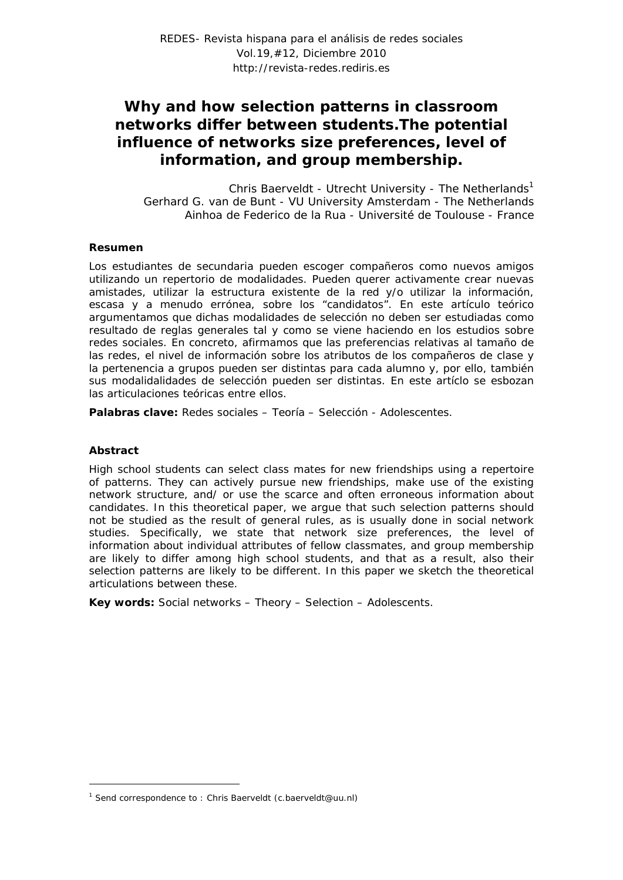# Why and how selection patterns in classroom networks differ between students.The potential influence of networks size preferences, level of information, and group membership.

Chris Baerveldt - Utrecht University - The Netherlands[1]
Gerhard G. van de Bunt - VU University Amsterdam - The Netherlands
Ainhoa de Federico de la Rua - Université de Toulouse - France

**Resumen**

Los estudiantes de secundaria pueden escoger compañeros como nuevos amigos utilizando un repertorio de modalidades. Pueden querer activamente crear nuevas amistades, utilizar la estructura existente de la red y/o utilizar la información, escasa y a menudo errónea, sobre los "candidatos". En este artículo teórico argumentamos que dichas modalidades de selección no deben ser estudiadas como resultado de reglas generales tal y como se viene haciendo en los estudios sobre redes sociales. En concreto, afirmamos que las preferencias relativas al tamaño de las redes, el nivel de información sobre los atributos de los compañeros de clase y la pertenencia a grupos pueden ser distintas para cada alumno y, por ello, también sus modalidalidades de selección pueden ser distintas. En este artíclo se esbozan las articulaciones teóricas entre ellos.

**Palabras clave:** Redes sociales – Teoría – Selección - Adolescentes.

**Abstract**

High school students can select class mates for new friendships using a repertoire of patterns. They can actively pursue new friendships, make use of the existing network structure, and/ or use the scarce and often erroneous information about candidates. In this theoretical paper, we argue that such selection patterns should not be studied as the result of general rules, as is usually done in social network studies. Specifically, we state that network size preferences, the level of information about individual attributes of fellow classmates, and group membership are likely to differ among high school students, and that as a result, also their selection patterns are likely to be different. In this paper we sketch the theoretical articulations between these.

**Key words:** Social networks – Theory – Selection – Adolescents.

[1] Send correspondence to : Chris Baerveldt (c.baerveldt@uu.nl)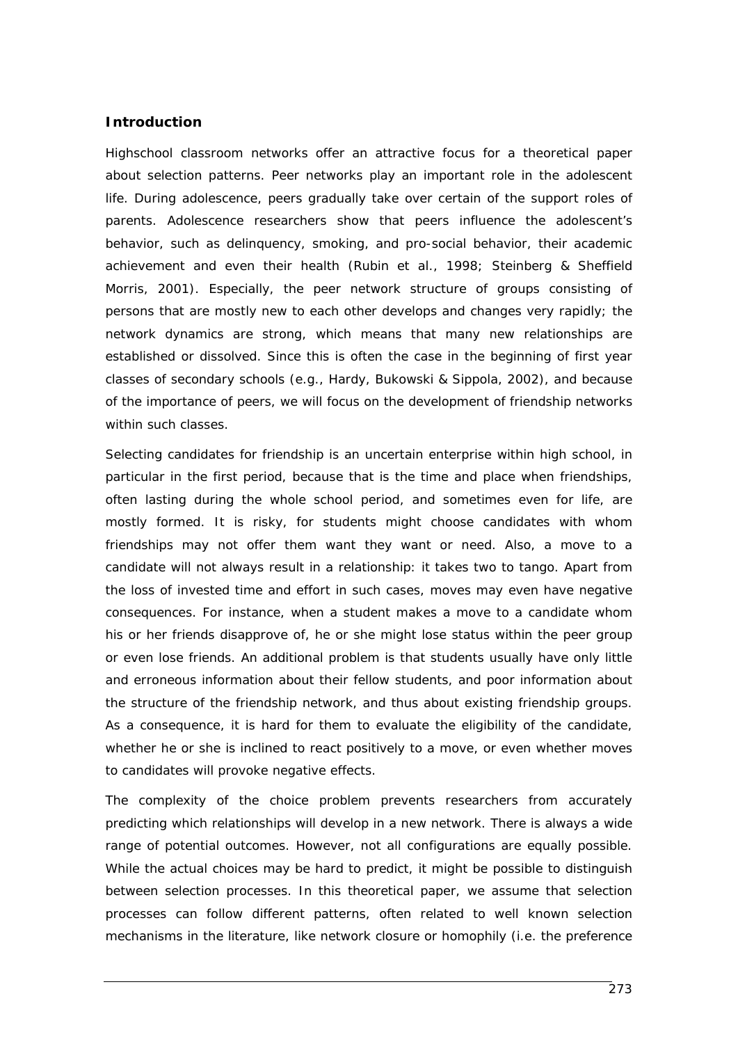## Introduction

Highschool classroom networks offer an attractive focus for a theoretical paper about selection patterns. Peer networks play an important role in the adolescent life. During adolescence, peers gradually take over certain of the support roles of parents. Adolescence researchers show that peers influence the adolescent's behavior, such as delinquency, smoking, and pro-social behavior, their academic achievement and even their health (Rubin et al., 1998; Steinberg & Sheffield Morris, 2001). Especially, the peer network structure of groups consisting of persons that are mostly new to each other develops and changes very rapidly; the network dynamics are strong, which means that many new relationships are established or dissolved. Since this is often the case in the beginning of first year classes of secondary schools (e.g., Hardy, Bukowski & Sippola, 2002), and because of the importance of peers, we will focus on the development of friendship networks within such classes.

Selecting candidates for friendship is an uncertain enterprise within high school, in particular in the first period, because that is the time and place when friendships, often lasting during the whole school period, and sometimes even for life, are mostly formed. It is risky, for students might choose candidates with whom friendships may not offer them want they want or need. Also, a move to a candidate will not always result in a relationship: it takes two to tango. Apart from the loss of invested time and effort in such cases, moves may even have negative consequences. For instance, when a student makes a move to a candidate whom his or her friends disapprove of, he or she might lose status within the peer group or even lose friends. An additional problem is that students usually have only little and erroneous information about their fellow students, and poor information about the structure of the friendship network, and thus about existing friendship groups. As a consequence, it is hard for them to evaluate the eligibility of the candidate, whether he or she is inclined to react positively to a move, or even whether moves to candidates will provoke negative effects.

The complexity of the choice problem prevents researchers from accurately predicting which relationships will develop in a new network. There is always a wide range of potential outcomes. However, not all configurations are equally possible. While the actual choices may be hard to predict, it might be possible to distinguish between selection processes. In this theoretical paper, we assume that selection processes can follow different patterns, often related to well known selection mechanisms in the literature, like network closure or homophily (i.e. the preference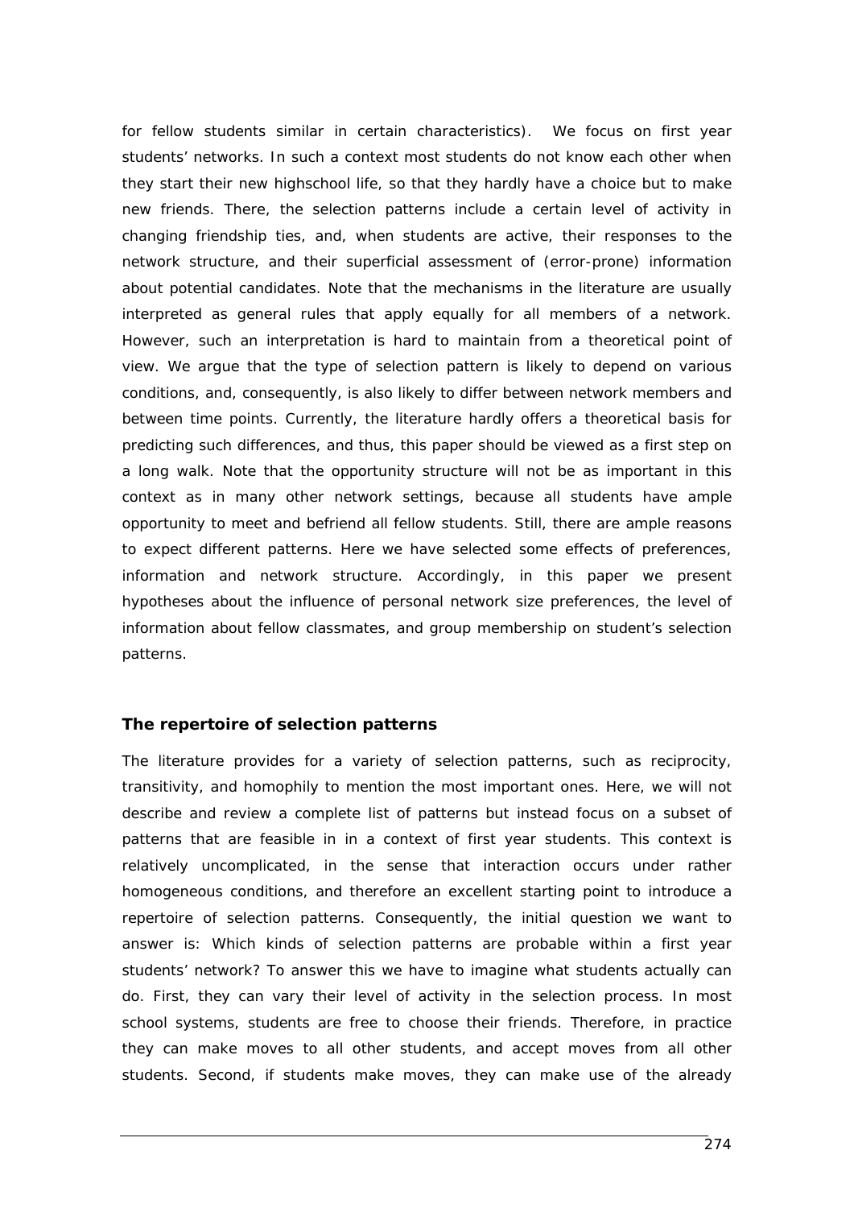for fellow students similar in certain characteristics). We focus on first year students' networks. In such a context most students do not know each other when they start their new highschool life, so that they hardly have a choice but to make new friends. There, the selection patterns include a certain level of activity in changing friendship ties, and, when students are active, their responses to the network structure, and their superficial assessment of (error-prone) information about potential candidates. Note that the mechanisms in the literature are usually interpreted as general rules that apply equally for all members of a network. However, such an interpretation is hard to maintain from a theoretical point of view. We argue that the type of selection pattern is likely to depend on various conditions, and, consequently, is also likely to differ between network members and between time points. Currently, the literature hardly offers a theoretical basis for predicting such differences, and thus, this paper should be viewed as a first step on a long walk. Note that the opportunity structure will not be as important in this context as in many other network settings, because all students have ample opportunity to meet and befriend all fellow students. Still, there are ample reasons to expect different patterns. Here we have selected some effects of preferences, information and network structure. Accordingly, in this paper we present hypotheses about the influence of personal network size preferences, the level of information about fellow classmates, and group membership on student's selection patterns.

### The repertoire of selection patterns

The literature provides for a variety of selection patterns, such as reciprocity, transitivity, and homophily to mention the most important ones. Here, we will not describe and review a complete list of patterns but instead focus on a subset of patterns that are feasible in in a context of first year students. This context is relatively uncomplicated, in the sense that interaction occurs under rather homogeneous conditions, and therefore an excellent starting point to introduce a repertoire of selection patterns. Consequently, the initial question we want to answer is: Which kinds of selection patterns are probable within a first year students' network? To answer this we have to imagine what students actually can do. First, they can vary their level of activity in the selection process. In most school systems, students are free to choose their friends. Therefore, in practice they can make moves to all other students, and accept moves from all other students. Second, if students make moves, they can make use of the already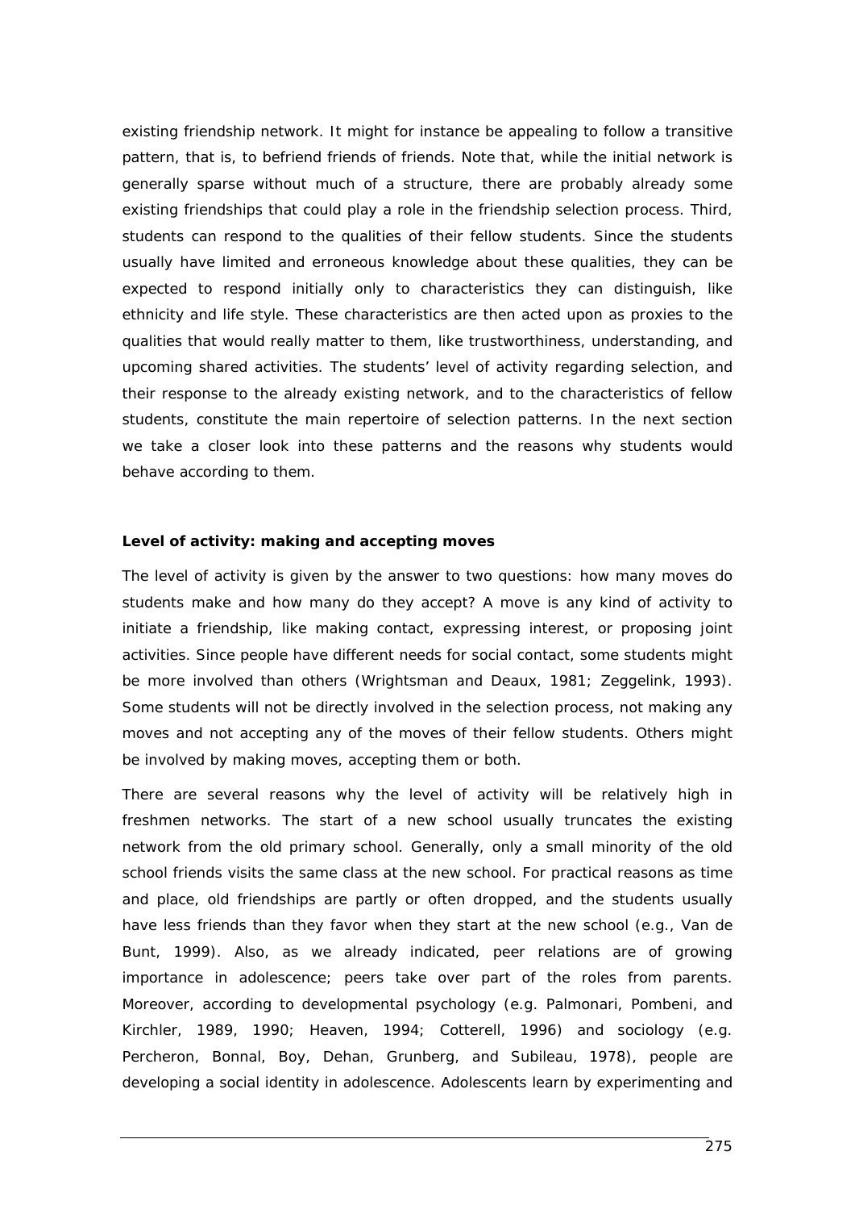existing friendship network. It might for instance be appealing to follow a transitive pattern, that is, to befriend friends of friends. Note that, while the initial network is generally sparse without much of a structure, there are probably already some existing friendships that could play a role in the friendship selection process. Third, students can respond to the qualities of their fellow students. Since the students usually have limited and erroneous knowledge about these qualities, they can be expected to respond initially only to characteristics they can distinguish, like ethnicity and life style. These characteristics are then acted upon as proxies to the qualities that would really matter to them, like trustworthiness, understanding, and upcoming shared activities. The students' level of activity regarding selection, and their response to the already existing network, and to the characteristics of fellow students, constitute the main repertoire of selection patterns. In the next section we take a closer look into these patterns and the reasons why students would behave according to them.

**Level of activity: making and accepting moves**

The level of activity is given by the answer to two questions: how many moves do students make and how many do they accept? A move is any kind of activity to initiate a friendship, like making contact, expressing interest, or proposing joint activities. Since people have different needs for social contact, some students might be more involved than others (Wrightsman and Deaux, 1981; Zeggelink, 1993). Some students will not be directly involved in the selection process, not making any moves and not accepting any of the moves of their fellow students. Others might be involved by making moves, accepting them or both.

There are several reasons why the level of activity will be relatively high in freshmen networks. The start of a new school usually truncates the existing network from the old primary school. Generally, only a small minority of the old school friends visits the same class at the new school. For practical reasons as time and place, old friendships are partly or often dropped, and the students usually have less friends than they favor when they start at the new school (e.g., Van de Bunt, 1999). Also, as we already indicated, peer relations are of growing importance in adolescence; peers take over part of the roles from parents. Moreover, according to developmental psychology (e.g. Palmonari, Pombeni, and Kirchler, 1989, 1990; Heaven, 1994; Cotterell, 1996) and sociology (e.g. Percheron, Bonnal, Boy, Dehan, Grunberg, and Subileau, 1978), people are developing a social identity in adolescence. Adolescents learn by experimenting and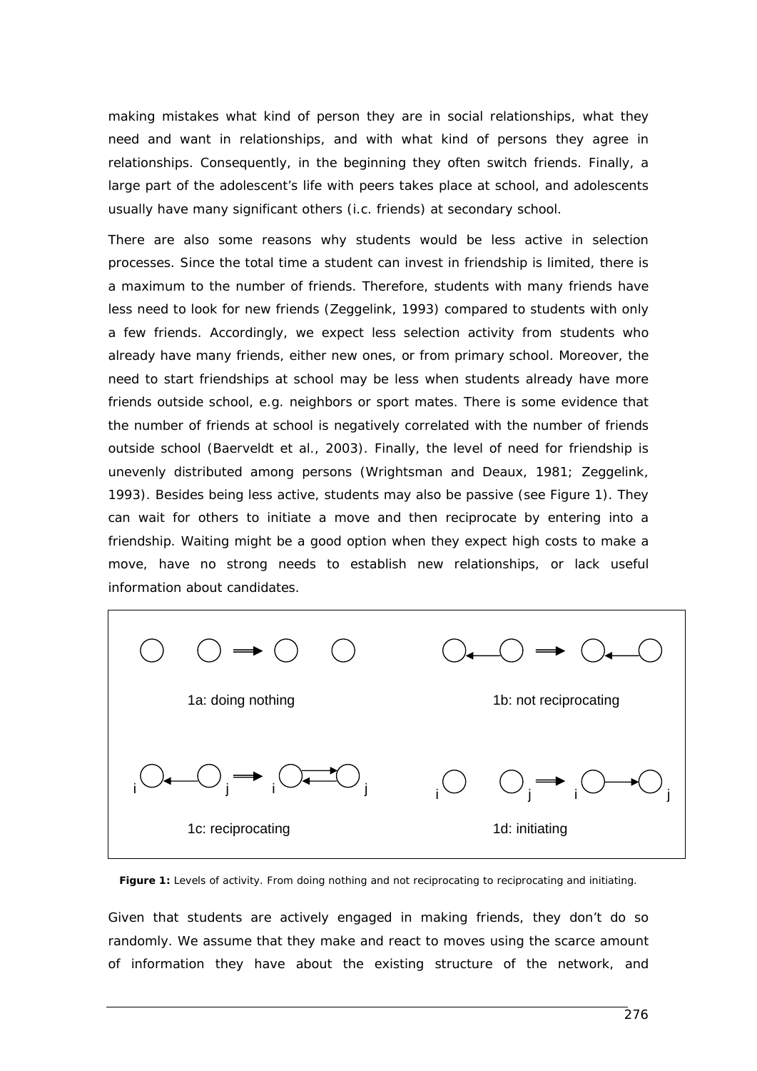making mistakes what kind of person they are in social relationships, what they need and want in relationships, and with what kind of persons they agree in relationships. Consequently, in the beginning they often switch friends. Finally, a large part of the adolescent's life with peers takes place at school, and adolescents usually have many significant others (i.c. friends) at secondary school.

There are also some reasons why students would be less active in selection processes. Since the total time a student can invest in friendship is limited, there is a maximum to the number of friends. Therefore, students with many friends have less need to look for new friends (Zeggelink, 1993) compared to students with only a few friends. Accordingly, we expect less selection activity from students who already have many friends, either new ones, or from primary school. Moreover, the need to start friendships at school may be less when students already have more friends outside school, e.g. neighbors or sport mates. There is some evidence that the number of friends at school is negatively correlated with the number of friends outside school (Baerveldt et al., 2003). Finally, the level of need for friendship is unevenly distributed among persons (Wrightsman and Deaux, 1981; Zeggelink, 1993). Besides being less active, students may also be passive (see Figure 1). They can wait for others to initiate a move and then reciprocate by entering into a friendship. Waiting might be a good option when they expect high costs to make a move, have no strong needs to establish new relationships, or lack useful information about candidates.

1a: doing nothing

1b: not reciprocating

1c: reciprocating

1d: initiating

**Figure 1:** *Levels of activity. From doing nothing and not reciprocating to reciprocating and initiating.*

Given that students are actively engaged in making friends, they don't do so randomly. We assume that they make and react to moves using the scarce amount of information they have about the existing structure of the network, and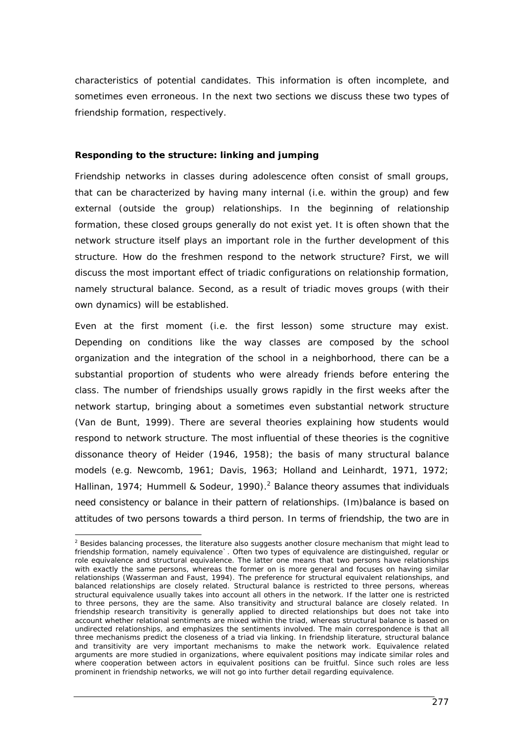characteristics of potential candidates. This information is often incomplete, and sometimes even erroneous. In the next two sections we discuss these two types of friendship formation, respectively.

**Responding to the structure: linking and jumping**

Friendship networks in classes during adolescence often consist of small groups, that can be characterized by having many internal (i.e. within the group) and few external (outside the group) relationships. In the beginning of relationship formation, these closed groups generally do not exist yet. It is often shown that the network structure itself plays an important role in the further development of this structure. How do the freshmen respond to the network structure? First, we will discuss the most important effect of triadic configurations on relationship formation, namely structural balance. Second, as a result of triadic moves groups (with their own dynamics) will be established.

Even at the first moment (i.e. the first lesson) some structure may exist. Depending on conditions like the way classes are composed by the school organization and the integration of the school in a neighborhood, there can be a substantial proportion of students who were already friends before entering the class. The number of friendships usually grows rapidly in the first weeks after the network startup, bringing about a sometimes even substantial network structure (Van de Bunt, 1999). There are several theories explaining how students would respond to network structure. The most influential of these theories is the cognitive dissonance theory of Heider (1946, 1958); the basis of many structural balance models (e.g. Newcomb, 1961; Davis, 1963; Holland and Leinhardt, 1971, 1972; Hallinan, 1974; Hummell & Sodeur, 1990).[2] Balance theory assumes that individuals need consistency or balance in their pattern of relationships. (Im)balance is based on attitudes of two persons towards a third person. In terms of friendship, the two are in

[2] Besides balancing processes, the literature also suggests another closure mechanism that might lead to friendship formation, namely equivalence`. Often two types of equivalence are distinguished, regular or role equivalence and structural equivalence. The latter one means that two persons have relationships with exactly the same persons, whereas the former on is more general and focuses on having similar relationships (Wasserman and Faust, 1994). The preference for structural equivalent relationships, and balanced relationships are closely related. Structural balance is restricted to three persons, whereas structural equivalence usually takes into account all others in the network. If the latter one is restricted to three persons, they are the same. Also transitivity and structural balance are closely related. In friendship research transitivity is generally applied to directed relationships but does not take into account whether relational sentiments are mixed within the triad, whereas structural balance is based on undirected relationships, and emphasizes the sentiments involved. The main correspondence is that all three mechanisms predict the closeness of a triad via linking. In friendship literature, structural balance and transitivity are very important mechanisms to make the network work. Equivalence related arguments are more studied in organizations, where equivalent positions may indicate similar roles and where cooperation between actors in equivalent positions can be fruitful. Since such roles are less prominent in friendship networks, we will not go into further detail regarding equivalence.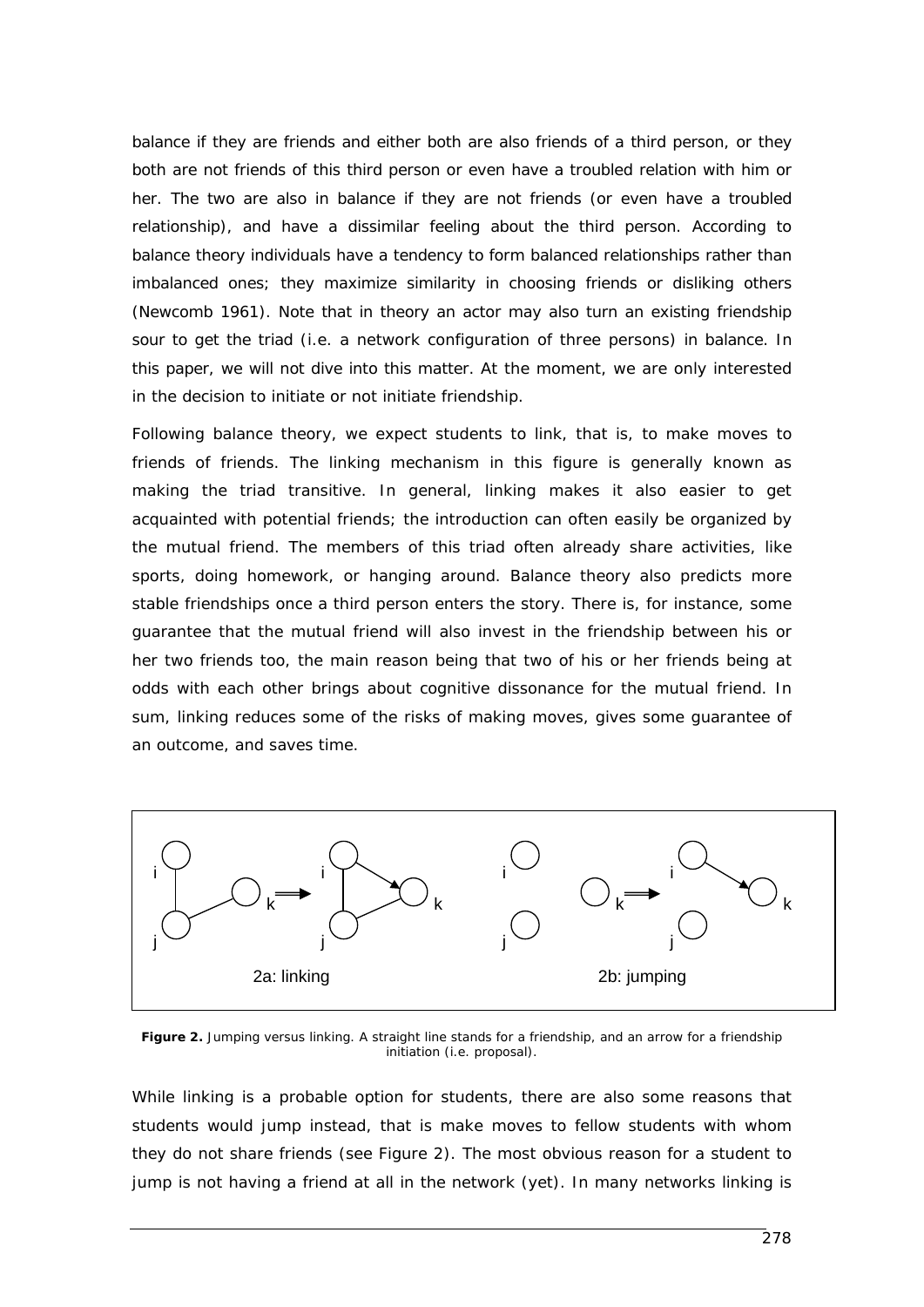balance if they are friends and either both are also friends of a third person, or they both are not friends of this third person or even have a troubled relation with him or her. The two are also in balance if they are not friends (or even have a troubled relationship), and have a dissimilar feeling about the third person. According to balance theory individuals have a tendency to form balanced relationships rather than imbalanced ones; they maximize similarity in choosing friends or disliking others (Newcomb 1961). Note that in theory an actor may also turn an existing friendship sour to get the triad (i.e. a network configuration of three persons) in balance. In this paper, we will not dive into this matter. At the moment, we are only interested in the decision to initiate or not initiate friendship.

Following balance theory, we expect students to link, that is, to make moves to friends of friends. The linking mechanism in this figure is generally known as making the triad transitive. In general, linking makes it also easier to get acquainted with potential friends; the introduction can often easily be organized by the mutual friend. The members of this triad often already share activities, like sports, doing homework, or hanging around. Balance theory also predicts more stable friendships once a third person enters the story. There is, for instance, some guarantee that the mutual friend will also invest in the friendship between his or her two friends too, the main reason being that two of his or her friends being at odds with each other brings about cognitive dissonance for the mutual friend. In sum, linking reduces some of the risks of making moves, gives some guarantee of an outcome, and saves time.

2a: linking

2b: jumping

**Figure 2.** Jumping versus linking. A straight line stands for a friendship, and an arrow for a friendship initiation (i.e. proposal).

While linking is a probable option for students, there are also some reasons that students would jump instead, that is make moves to fellow students with whom they do not share friends (see Figure 2). The most obvious reason for a student to jump is not having a friend at all in the network (yet). In many networks linking is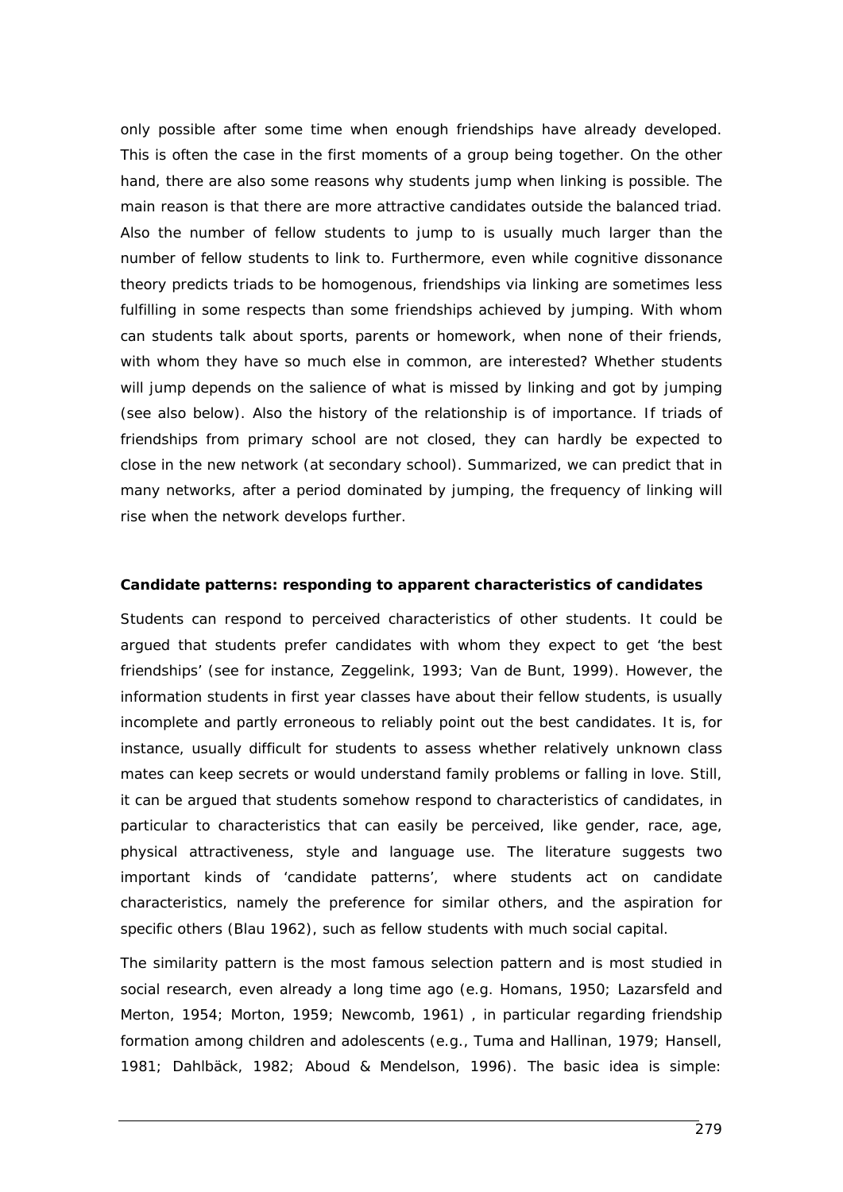only possible after some time when enough friendships have already developed. This is often the case in the first moments of a group being together. On the other hand, there are also some reasons why students jump when linking is possible. The main reason is that there are more attractive candidates outside the balanced triad. Also the number of fellow students to jump to is usually much larger than the number of fellow students to link to. Furthermore, even while cognitive dissonance theory predicts triads to be homogenous, friendships via linking are sometimes less fulfilling in some respects than some friendships achieved by jumping. With whom can students talk about sports, parents or homework, when none of their friends, with whom they have so much else in common, are interested? Whether students will jump depends on the salience of what is missed by linking and got by jumping (see also below). Also the history of the relationship is of importance. If triads of friendships from primary school are not closed, they can hardly be expected to close in the new network (at secondary school). Summarized, we can predict that in many networks, after a period dominated by jumping, the frequency of linking will rise when the network develops further.

**Candidate patterns: responding to apparent characteristics of candidates**

Students can respond to perceived characteristics of other students. It could be argued that students prefer candidates with whom they expect to get 'the best friendships' (see for instance, Zeggelink, 1993; Van de Bunt, 1999). However, the information students in first year classes have about their fellow students, is usually incomplete and partly erroneous to reliably point out the best candidates. It is, for instance, usually difficult for students to assess whether relatively unknown class mates can keep secrets or would understand family problems or falling in love. Still, it can be argued that students somehow respond to characteristics of candidates, in particular to characteristics that can easily be perceived, like gender, race, age, physical attractiveness, style and language use. The literature suggests two important kinds of 'candidate patterns', where students act on candidate characteristics, namely the preference for similar others, and the aspiration for specific others (Blau 1962), such as fellow students with much social capital.

The similarity pattern is the most famous selection pattern and is most studied in social research, even already a long time ago (e.g. Homans, 1950; Lazarsfeld and Merton, 1954; Morton, 1959; Newcomb, 1961) , in particular regarding friendship formation among children and adolescents (e.g., Tuma and Hallinan, 1979; Hansell, 1981; Dahlbäck, 1982; Aboud & Mendelson, 1996). The basic idea is simple: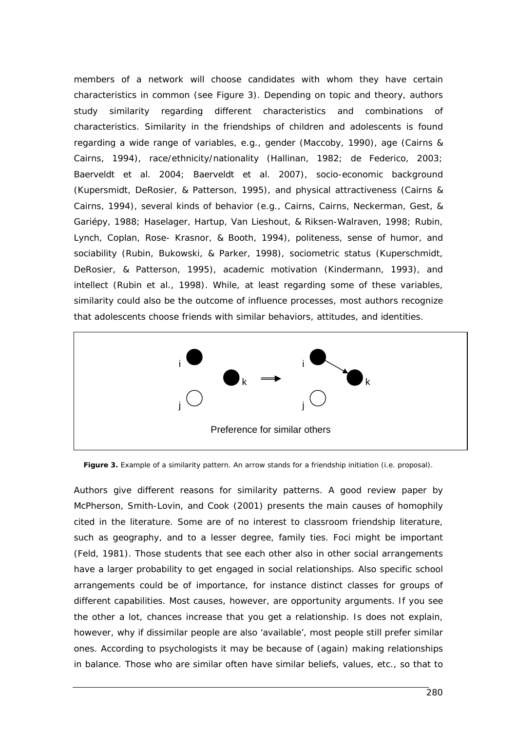members of a network will choose candidates with whom they have certain characteristics in common (see Figure 3). Depending on topic and theory, authors study similarity regarding different characteristics and combinations of characteristics. Similarity in the friendships of children and adolescents is found regarding a wide range of variables, e.g., gender (Maccoby, 1990), age (Cairns & Cairns, 1994), race/ethnicity/nationality (Hallinan, 1982; de Federico, 2003; Baerveldt et al. 2004; Baerveldt et al. 2007), socio-economic background (Kupersmidt, DeRosier, & Patterson, 1995), and physical attractiveness (Cairns & Cairns, 1994), several kinds of behavior (e.g., Cairns, Cairns, Neckerman, Gest, & Gariépy, 1988; Haselager, Hartup, Van Lieshout, & Riksen-Walraven, 1998; Rubin, Lynch, Coplan, Rose- Krasnor, & Booth, 1994), politeness, sense of humor, and sociability (Rubin, Bukowski, & Parker, 1998), sociometric status (Kuperschmidt, DeRosier, & Patterson, 1995), academic motivation (Kindermann, 1993), and intellect (Rubin et al., 1998). While, at least regarding some of these variables, similarity could also be the outcome of influence processes, most authors recognize that adolescents choose friends with similar behaviors, attitudes, and identities.

Preference for similar others

**Figure 3.** Example of a similarity pattern. An arrow stands for a friendship initiation (i.e. proposal).

Authors give different reasons for similarity patterns. A good review paper by McPherson, Smith-Lovin, and Cook (2001) presents the main causes of homophily cited in the literature. Some are of no interest to classroom friendship literature, such as geography, and to a lesser degree, family ties. Foci might be important (Feld, 1981). Those students that see each other also in other social arrangements have a larger probability to get engaged in social relationships. Also specific school arrangements could be of importance, for instance distinct classes for groups of different capabilities. Most causes, however, are opportunity arguments. If you see the other a lot, chances increase that you get a relationship. Is does not explain, however, why if dissimilar people are also 'available', most people still prefer similar ones. According to psychologists it may be because of (again) making relationships in balance. Those who are similar often have similar beliefs, values, etc., so that to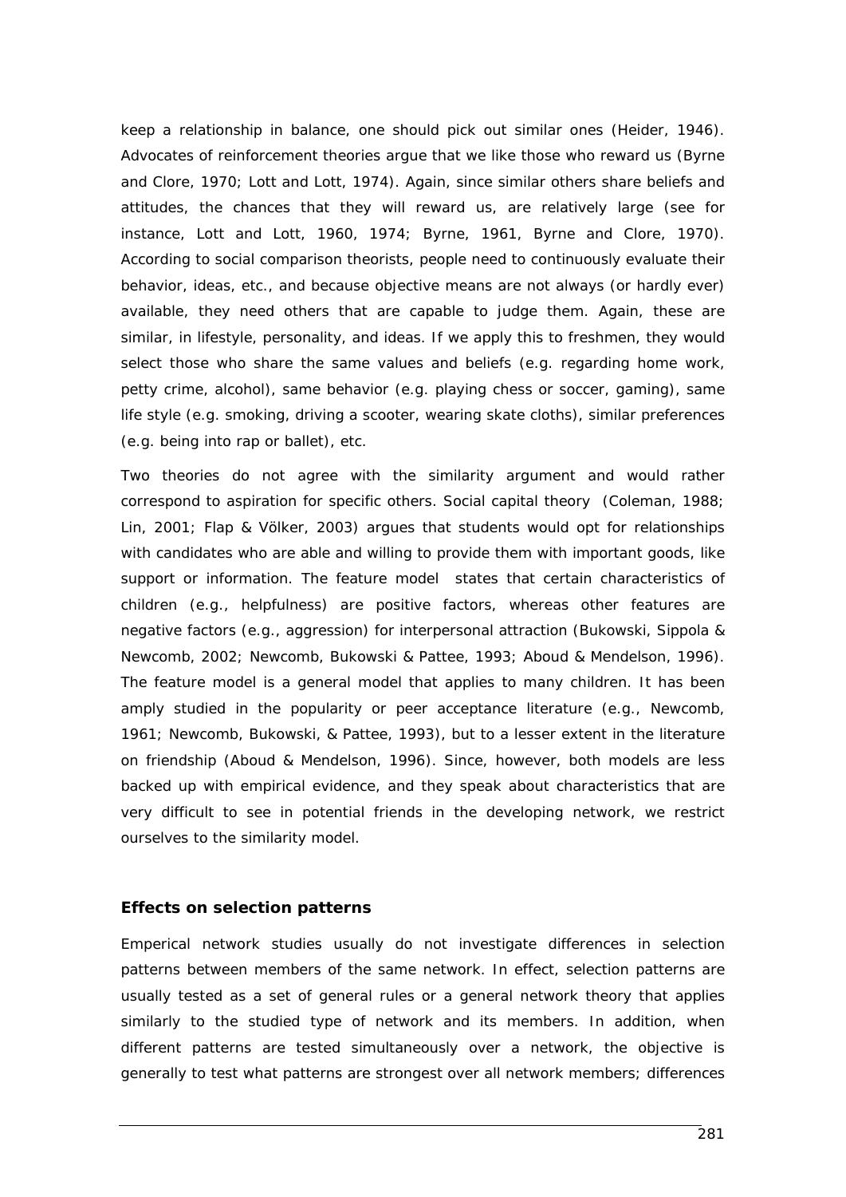keep a relationship in balance, one should pick out similar ones (Heider, 1946). Advocates of reinforcement theories argue that we like those who reward us (Byrne and Clore, 1970; Lott and Lott, 1974). Again, since similar others share beliefs and attitudes, the chances that they will reward us, are relatively large (see for instance, Lott and Lott, 1960, 1974; Byrne, 1961, Byrne and Clore, 1970). According to social comparison theorists, people need to continuously evaluate their behavior, ideas, etc., and because objective means are not always (or hardly ever) available, they need others that are capable to judge them. Again, these are similar, in lifestyle, personality, and ideas. If we apply this to freshmen, they would select those who share the same values and beliefs (e.g. regarding home work, petty crime, alcohol), same behavior (e.g. playing chess or soccer, gaming), same life style (e.g. smoking, driving a scooter, wearing skate cloths), similar preferences (e.g. being into rap or ballet), etc.

Two theories do not agree with the similarity argument and would rather correspond to aspiration for specific others. Social capital theory (Coleman, 1988; Lin, 2001; Flap & Völker, 2003) argues that students would opt for relationships with candidates who are able and willing to provide them with important goods, like support or information. The feature model states that certain characteristics of children (e.g., helpfulness) are positive factors, whereas other features are negative factors (e.g., aggression) for interpersonal attraction (Bukowski, Sippola & Newcomb, 2002; Newcomb, Bukowski & Pattee, 1993; Aboud & Mendelson, 1996). The feature model is a general model that applies to many children. It has been amply studied in the popularity or peer acceptance literature (e.g., Newcomb, 1961; Newcomb, Bukowski, & Pattee, 1993), but to a lesser extent in the literature on friendship (Aboud & Mendelson, 1996). Since, however, both models are less backed up with empirical evidence, and they speak about characteristics that are very difficult to see in potential friends in the developing network, we restrict ourselves to the similarity model.

### Effects on selection patterns

Emperical network studies usually do not investigate differences in selection patterns between members of the same network. In effect, selection patterns are usually tested as a set of general rules or a general network theory that applies similarly to the studied type of network and its members. In addition, when different patterns are tested simultaneously over a network, the objective is generally to test what patterns are strongest over all network members; differences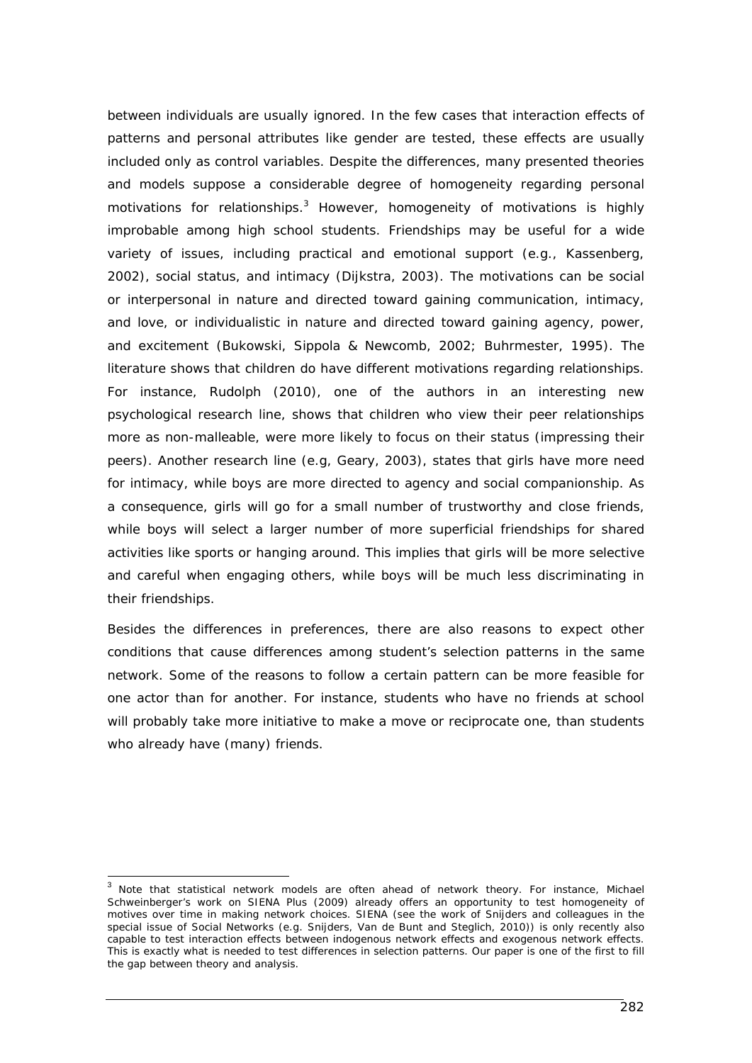between individuals are usually ignored. In the few cases that interaction effects of patterns and personal attributes like gender are tested, these effects are usually included only as control variables. Despite the differences, many presented theories and models suppose a considerable degree of homogeneity regarding personal motivations for relationships.[3] However, homogeneity of motivations is highly improbable among high school students. Friendships may be useful for a wide variety of issues, including practical and emotional support (e.g., Kassenberg, 2002), social status, and intimacy (Dijkstra, 2003). The motivations can be social or interpersonal in nature and directed toward gaining communication, intimacy, and love, or individualistic in nature and directed toward gaining agency, power, and excitement (Bukowski, Sippola & Newcomb, 2002; Buhrmester, 1995). The literature shows that children do have different motivations regarding relationships. For instance, Rudolph (2010), one of the authors in an interesting new psychological research line, shows that children who view their peer relationships more as non-malleable, were more likely to focus on their status (impressing their peers). Another research line (e.g, Geary, 2003), states that girls have more need for intimacy, while boys are more directed to agency and social companionship. As a consequence, girls will go for a small number of trustworthy and close friends, while boys will select a larger number of more superficial friendships for shared activities like sports or hanging around. This implies that girls will be more selective and careful when engaging others, while boys will be much less discriminating in their friendships.

Besides the differences in preferences, there are also reasons to expect other conditions that cause differences among student's selection patterns in the same network. Some of the reasons to follow a certain pattern can be more feasible for one actor than for another. For instance, students who have no friends at school will probably take more initiative to make a move or reciprocate one, than students who already have (many) friends.

[3] Note that statistical network models are often ahead of network theory. For instance, Michael Schweinberger's work on SIENA Plus (2009) already offers an opportunity to test homogeneity of motives over time in making network choices. SIENA (see the work of Snijders and colleagues in the special issue of Social Networks (e.g. Snijders, Van de Bunt and Steglich, 2010)) is only recently also capable to test interaction effects between indogenous network effects and exogenous network effects. This is exactly what is needed to test differences in selection patterns. Our paper is one of the first to fill the gap between theory and analysis.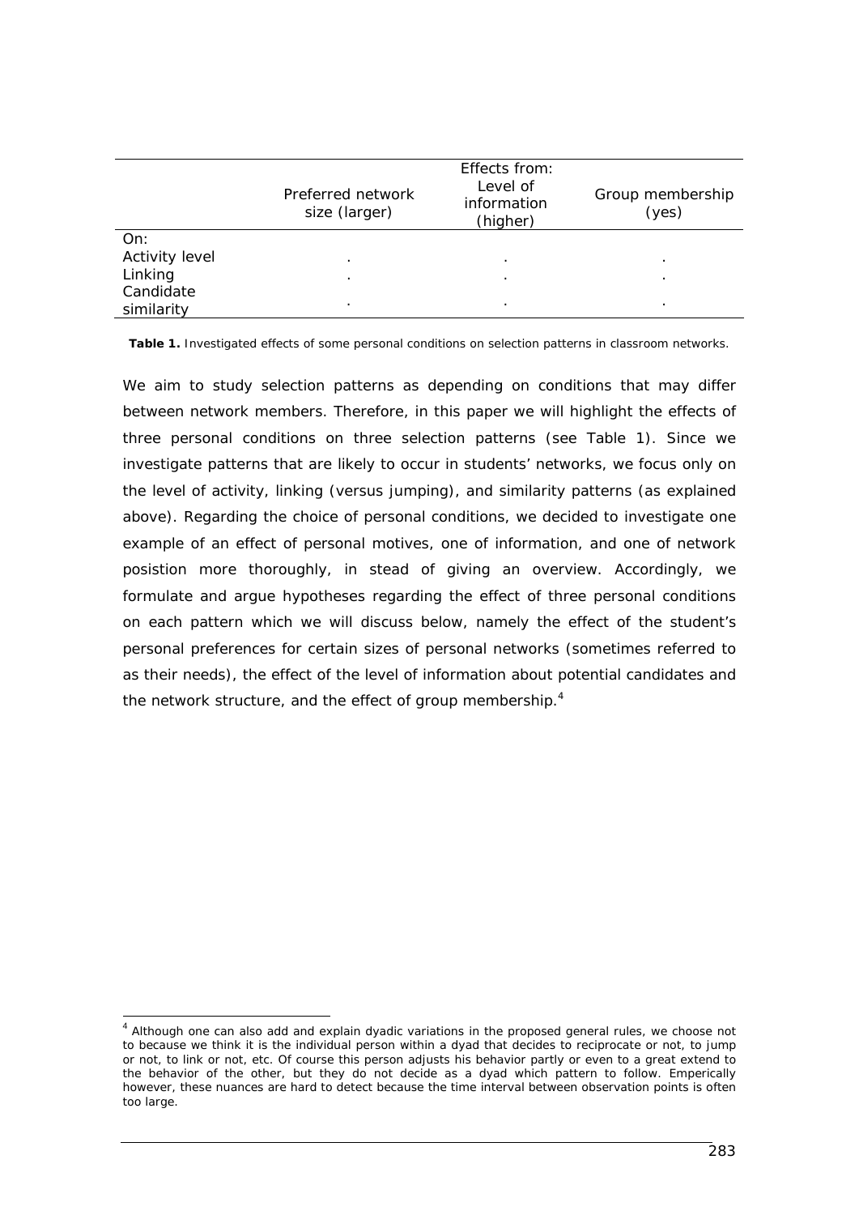| | Effects from: | | |
|---|---|---|---|
| | Preferred network size (larger) | Level of information (higher) | Group membership (yes) |
| On: | | | |
| Activity level | . | . | . |
| Linking | . | . | . |
| Candidate similarity | . | . | . |

**Table 1.** Investigated effects of some personal conditions on selection patterns in classroom networks.

We aim to study selection patterns as depending on conditions that may differ between network members. Therefore, in this paper we will highlight the effects of three personal conditions on three selection patterns (see Table 1). Since we investigate patterns that are likely to occur in students' networks, we focus only on the level of activity, linking (versus jumping), and similarity patterns (as explained above). Regarding the choice of personal conditions, we decided to investigate one example of an effect of personal motives, one of information, and one of network posistion more thoroughly, in stead of giving an overview. Accordingly, we formulate and argue hypotheses regarding the effect of three personal conditions on each pattern which we will discuss below, namely the effect of the student's personal preferences for certain sizes of personal networks (sometimes referred to as their needs), the effect of the level of information about potential candidates and the network structure, and the effect of group membership.[4]

[4] Although one can also add and explain dyadic variations in the proposed general rules, we choose not to because we think it is the individual person within a dyad that decides to reciprocate or not, to jump or not, to link or not, etc. Of course this person adjusts his behavior partly or even to a great extend to the behavior of the other, but they do not decide as a dyad which pattern to follow. Emperically however, these nuances are hard to detect because the time interval between observation points is often too large.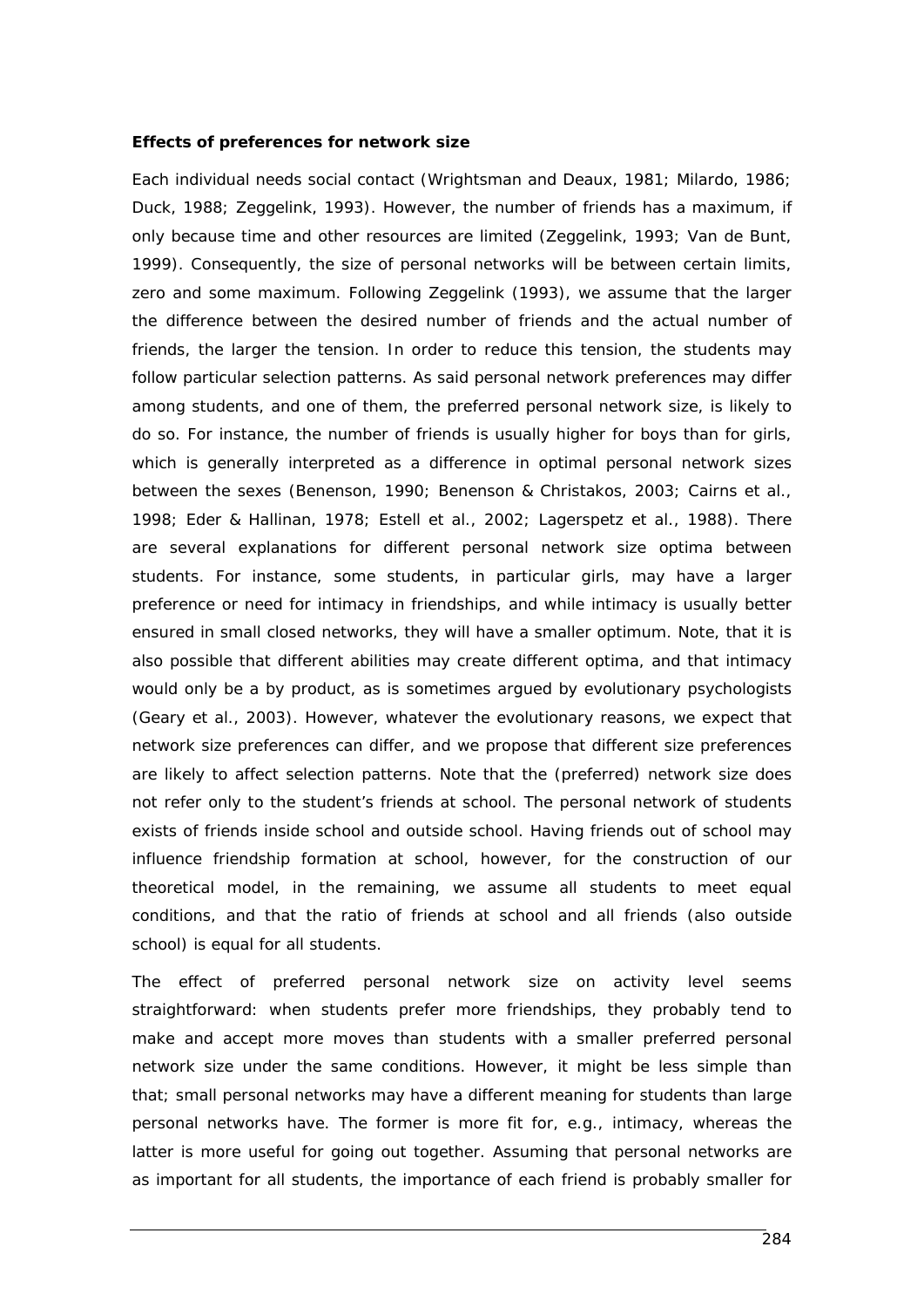**Effects of preferences for network size**

Each individual needs social contact (Wrightsman and Deaux, 1981; Milardo, 1986; Duck, 1988; Zeggelink, 1993). However, the number of friends has a maximum, if only because time and other resources are limited (Zeggelink, 1993; Van de Bunt, 1999). Consequently, the size of personal networks will be between certain limits, zero and some maximum. Following Zeggelink (1993), we assume that the larger the difference between the desired number of friends and the actual number of friends, the larger the tension. In order to reduce this tension, the students may follow particular selection patterns. As said personal network preferences may differ among students, and one of them, the preferred personal network size, is likely to do so. For instance, the number of friends is usually higher for boys than for girls, which is generally interpreted as a difference in optimal personal network sizes between the sexes (Benenson, 1990; Benenson & Christakos, 2003; Cairns et al., 1998; Eder & Hallinan, 1978; Estell et al., 2002; Lagerspetz et al., 1988). There are several explanations for different personal network size optima between students. For instance, some students, in particular girls, may have a larger preference or need for intimacy in friendships, and while intimacy is usually better ensured in small closed networks, they will have a smaller optimum. Note, that it is also possible that different abilities may create different optima, and that intimacy would only be a by product, as is sometimes argued by evolutionary psychologists (Geary et al., 2003). However, whatever the evolutionary reasons, we expect that network size preferences can differ, and we propose that different size preferences are likely to affect selection patterns. Note that the (preferred) network size does not refer only to the student's friends at school. The personal network of students exists of friends inside school and outside school. Having friends out of school may influence friendship formation at school, however, for the construction of our theoretical model, in the remaining, we assume all students to meet equal conditions, and that the ratio of friends at school and all friends (also outside school) is equal for all students.

The effect of preferred personal network size on activity level seems straightforward: when students prefer more friendships, they probably tend to make and accept more moves than students with a smaller preferred personal network size under the same conditions. However, it might be less simple than that; small personal networks may have a different meaning for students than large personal networks have. The former is more fit for, e.g., intimacy, whereas the latter is more useful for going out together. Assuming that personal networks are as important for all students, the importance of each friend is probably smaller for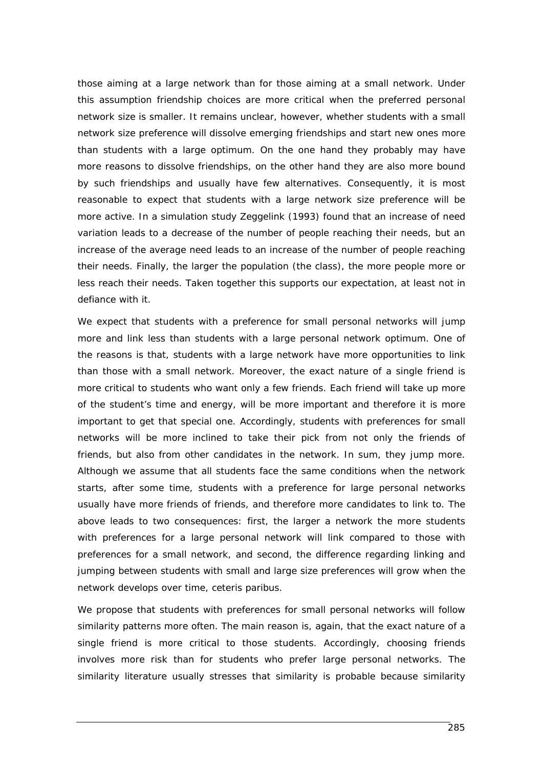those aiming at a large network than for those aiming at a small network. Under this assumption friendship choices are more critical when the preferred personal network size is smaller. It remains unclear, however, whether students with a small network size preference will dissolve emerging friendships and start new ones more than students with a large optimum. On the one hand they probably may have more reasons to dissolve friendships, on the other hand they are also more bound by such friendships and usually have few alternatives. Consequently, it is most reasonable to expect that students with a large network size preference will be more active. In a simulation study Zeggelink (1993) found that an increase of need variation leads to a decrease of the number of people reaching their needs, but an increase of the average need leads to an increase of the number of people reaching their needs. Finally, the larger the population (the class), the more people more or less reach their needs. Taken together this supports our expectation, at least not in defiance with it.

We expect that students with a preference for small personal networks will jump more and link less than students with a large personal network optimum. One of the reasons is that, students with a large network have more opportunities to link than those with a small network. Moreover, the exact nature of a single friend is more critical to students who want only a few friends. Each friend will take up more of the student's time and energy, will be more important and therefore it is more important to get that special one. Accordingly, students with preferences for small networks will be more inclined to take their pick from not only the friends of friends, but also from other candidates in the network. In sum, they jump more. Although we assume that all students face the same conditions when the network starts, after some time, students with a preference for large personal networks usually have more friends of friends, and therefore more candidates to link to. The above leads to two consequences: first, the larger a network the more students with preferences for a large personal network will link compared to those with preferences for a small network, and second, the difference regarding linking and jumping between students with small and large size preferences will grow when the network develops over time, ceteris paribus.

We propose that students with preferences for small personal networks will follow similarity patterns more often. The main reason is, again, that the exact nature of a single friend is more critical to those students. Accordingly, choosing friends involves more risk than for students who prefer large personal networks. The similarity literature usually stresses that similarity is probable because similarity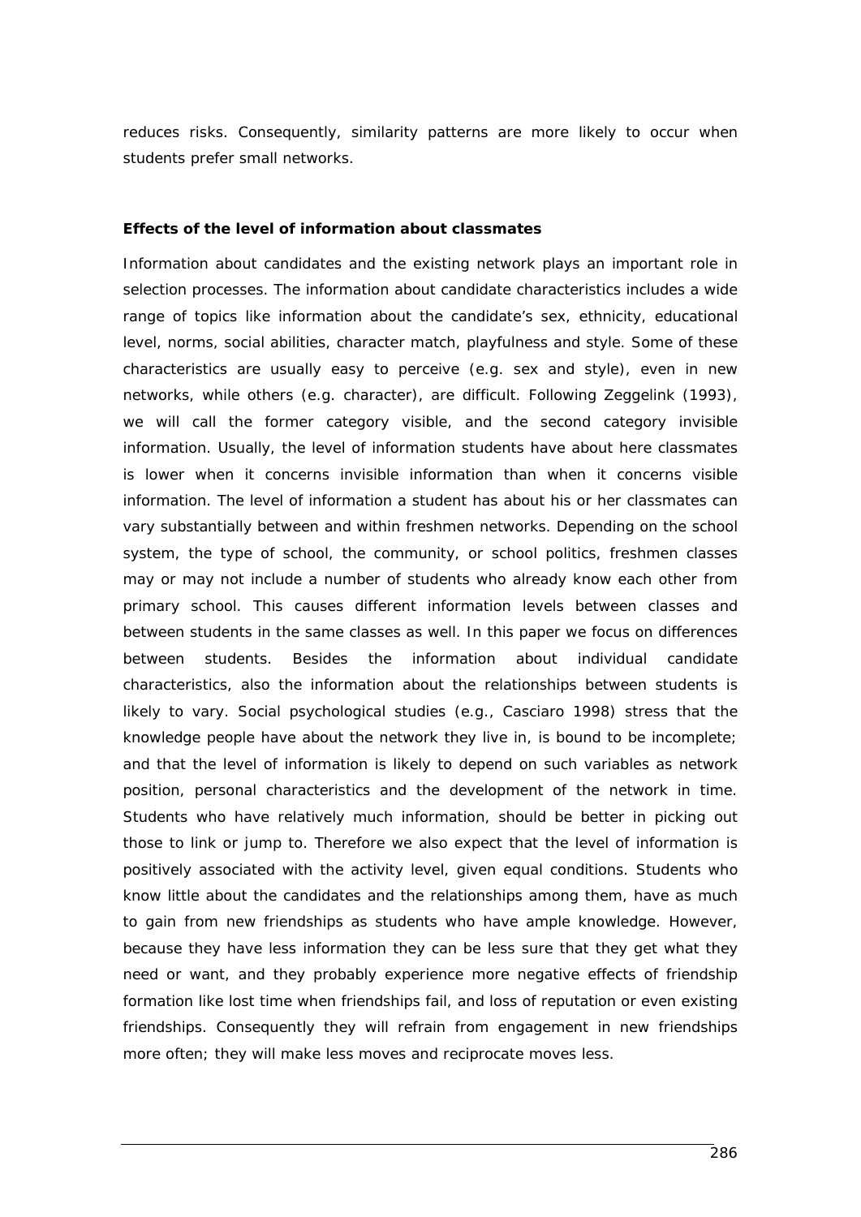reduces risks. Consequently, similarity patterns are more likely to occur when students prefer small networks.

**Effects of the level of information about classmates**

Information about candidates and the existing network plays an important role in selection processes. The information about candidate characteristics includes a wide range of topics like information about the candidate's sex, ethnicity, educational level, norms, social abilities, character match, playfulness and style. Some of these characteristics are usually easy to perceive (e.g. sex and style), even in new networks, while others (e.g. character), are difficult. Following Zeggelink (1993), we will call the former category visible, and the second category invisible information. Usually, the level of information students have about here classmates is lower when it concerns invisible information than when it concerns visible information. The level of information a student has about his or her classmates can vary substantially between and within freshmen networks. Depending on the school system, the type of school, the community, or school politics, freshmen classes may or may not include a number of students who already know each other from primary school. This causes different information levels between classes and between students in the same classes as well. In this paper we focus on differences between students. Besides the information about individual candidate characteristics, also the information about the relationships between students is likely to vary. Social psychological studies (e.g., Casciaro 1998) stress that the knowledge people have about the network they live in, is bound to be incomplete; and that the level of information is likely to depend on such variables as network position, personal characteristics and the development of the network in time. Students who have relatively much information, should be better in picking out those to link or jump to. Therefore we also expect that the level of information is positively associated with the activity level, given equal conditions. Students who know little about the candidates and the relationships among them, have as much to gain from new friendships as students who have ample knowledge. However, because they have less information they can be less sure that they get what they need or want, and they probably experience more negative effects of friendship formation like lost time when friendships fail, and loss of reputation or even existing friendships. Consequently they will refrain from engagement in new friendships more often; they will make less moves and reciprocate moves less.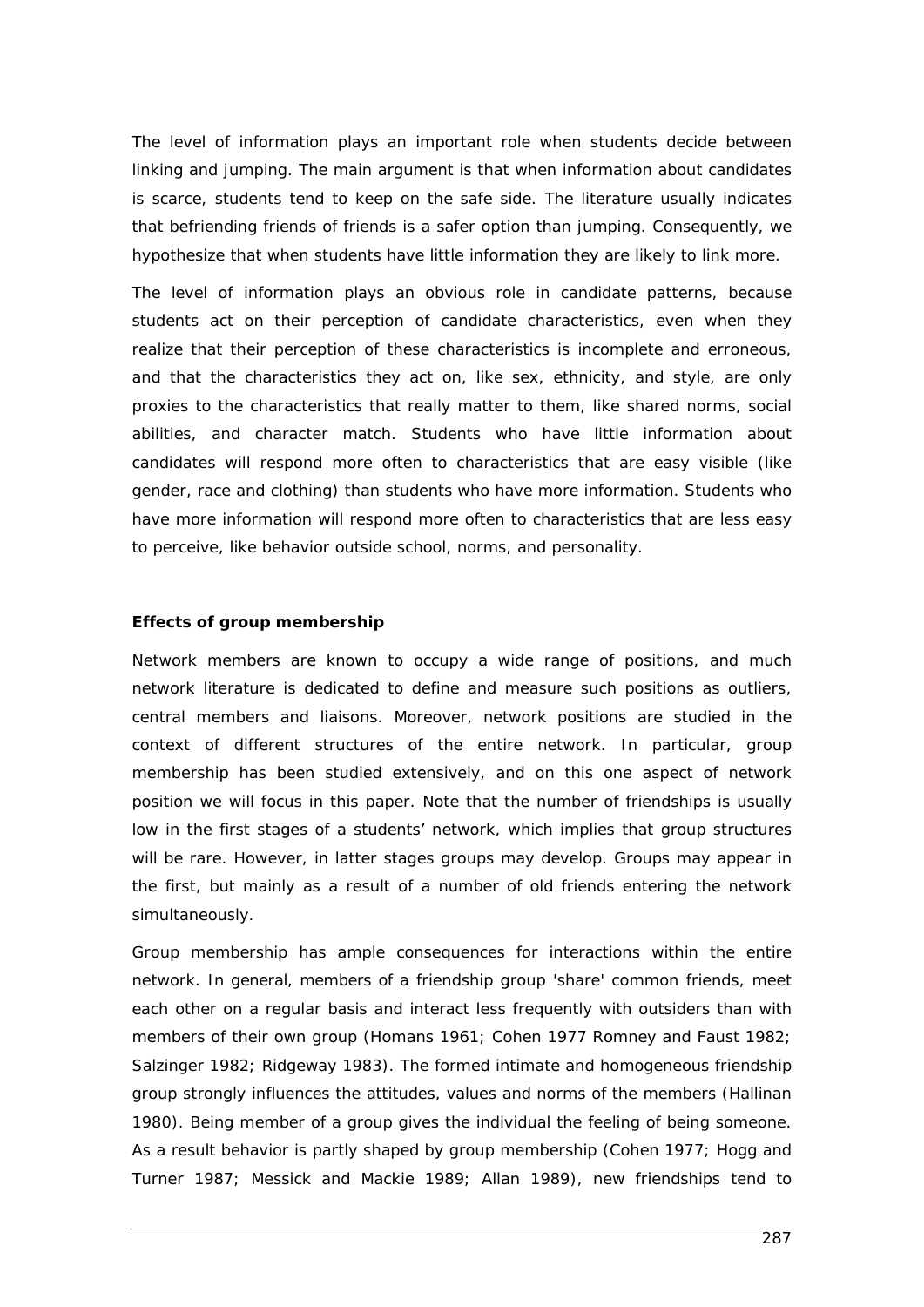The level of information plays an important role when students decide between linking and jumping. The main argument is that when information about candidates is scarce, students tend to keep on the safe side. The literature usually indicates that befriending friends of friends is a safer option than jumping. Consequently, we hypothesize that when students have little information they are likely to link more.

The level of information plays an obvious role in candidate patterns, because students act on their perception of candidate characteristics, even when they realize that their perception of these characteristics is incomplete and erroneous, and that the characteristics they act on, like sex, ethnicity, and style, are only proxies to the characteristics that really matter to them, like shared norms, social abilities, and character match. Students who have little information about candidates will respond more often to characteristics that are easy visible (like gender, race and clothing) than students who have more information. Students who have more information will respond more often to characteristics that are less easy to perceive, like behavior outside school, norms, and personality.

**Effects of group membership**

Network members are known to occupy a wide range of positions, and much network literature is dedicated to define and measure such positions as outliers, central members and liaisons. Moreover, network positions are studied in the context of different structures of the entire network. In particular, group membership has been studied extensively, and on this one aspect of network position we will focus in this paper. Note that the number of friendships is usually low in the first stages of a students' network, which implies that group structures will be rare. However, in latter stages groups may develop. Groups may appear in the first, but mainly as a result of a number of old friends entering the network simultaneously.

Group membership has ample consequences for interactions within the entire network. In general, members of a friendship group 'share' common friends, meet each other on a regular basis and interact less frequently with outsiders than with members of their own group (Homans 1961; Cohen 1977 Romney and Faust 1982; Salzinger 1982; Ridgeway 1983). The formed intimate and homogeneous friendship group strongly influences the attitudes, values and norms of the members (Hallinan 1980). Being member of a group gives the individual the feeling of being someone. As a result behavior is partly shaped by group membership (Cohen 1977; Hogg and Turner 1987; Messick and Mackie 1989; Allan 1989), new friendships tend to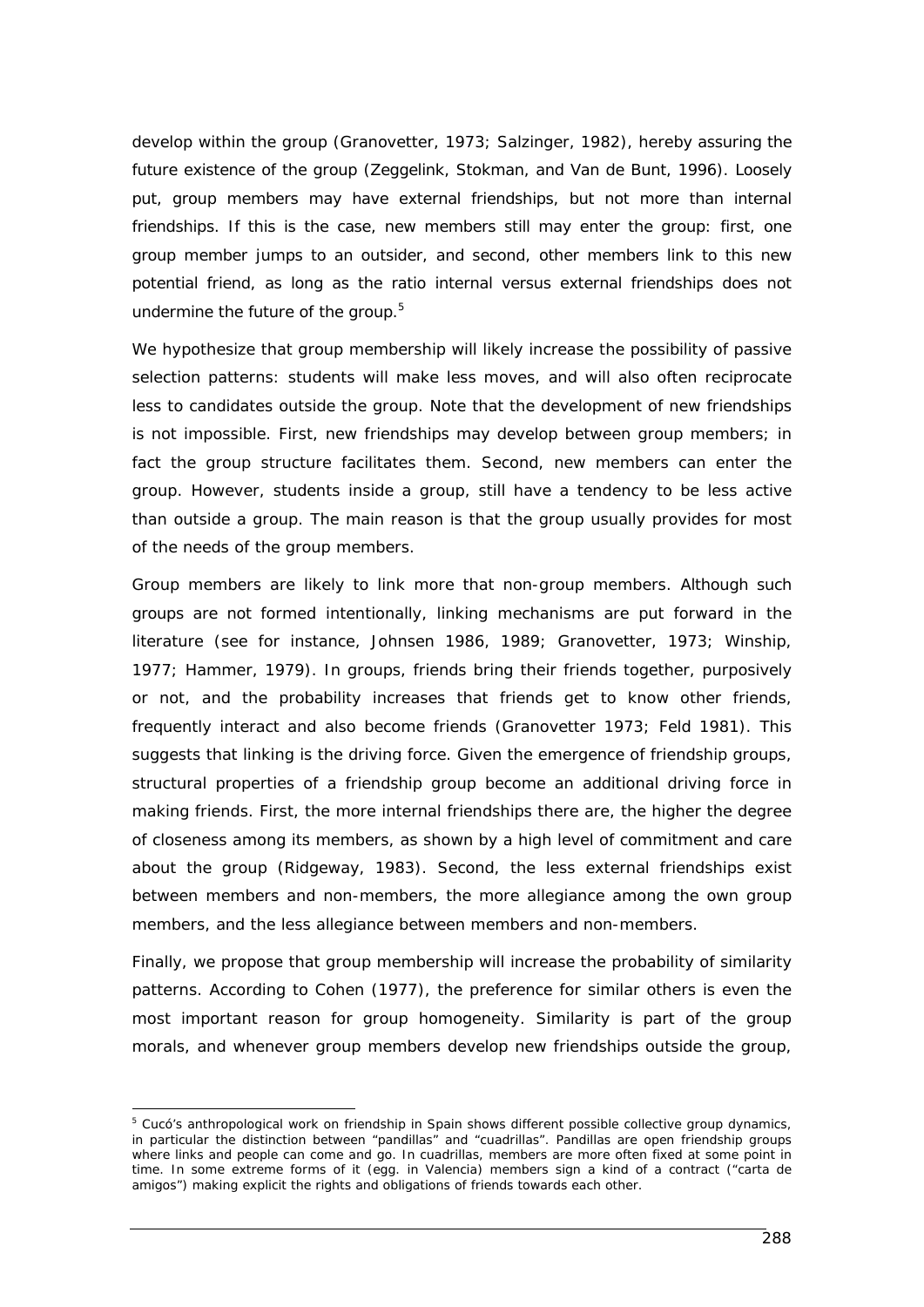develop within the group (Granovetter, 1973; Salzinger, 1982), hereby assuring the future existence of the group (Zeggelink, Stokman, and Van de Bunt, 1996). Loosely put, group members may have external friendships, but not more than internal friendships. If this is the case, new members still may enter the group: first, one group member jumps to an outsider, and second, other members link to this new potential friend, as long as the ratio internal versus external friendships does not undermine the future of the group.[5]

We hypothesize that group membership will likely increase the possibility of passive selection patterns: students will make less moves, and will also often reciprocate less to candidates outside the group. Note that the development of new friendships is not impossible. First, new friendships may develop between group members; in fact the group structure facilitates them. Second, new members can enter the group. However, students inside a group, still have a tendency to be less active than outside a group. The main reason is that the group usually provides for most of the needs of the group members.

Group members are likely to link more that non-group members. Although such groups are not formed intentionally, linking mechanisms are put forward in the literature (see for instance, Johnsen 1986, 1989; Granovetter, 1973; Winship, 1977; Hammer, 1979). In groups, friends bring their friends together, purposively or not, and the probability increases that friends get to know other friends, frequently interact and also become friends (Granovetter 1973; Feld 1981). This suggests that linking is the driving force. Given the emergence of friendship groups, structural properties of a friendship group become an additional driving force in making friends. First, the more internal friendships there are, the higher the degree of closeness among its members, as shown by a high level of commitment and care about the group (Ridgeway, 1983). Second, the less external friendships exist between members and non-members, the more allegiance among the own group members, and the less allegiance between members and non-members.

Finally, we propose that group membership will increase the probability of similarity patterns. According to Cohen (1977), the preference for similar others is even the most important reason for group homogeneity. Similarity is part of the group morals, and whenever group members develop new friendships outside the group,

---

[5] Cucó's anthropological work on friendship in Spain shows different possible collective group dynamics, in particular the distinction between "pandillas" and "cuadrillas". Pandillas are open friendship groups where links and people can come and go. In cuadrillas, members are more often fixed at some point in time. In some extreme forms of it (egg. in Valencia) members sign a kind of a contract ("carta de amigos") making explicit the rights and obligations of friends towards each other.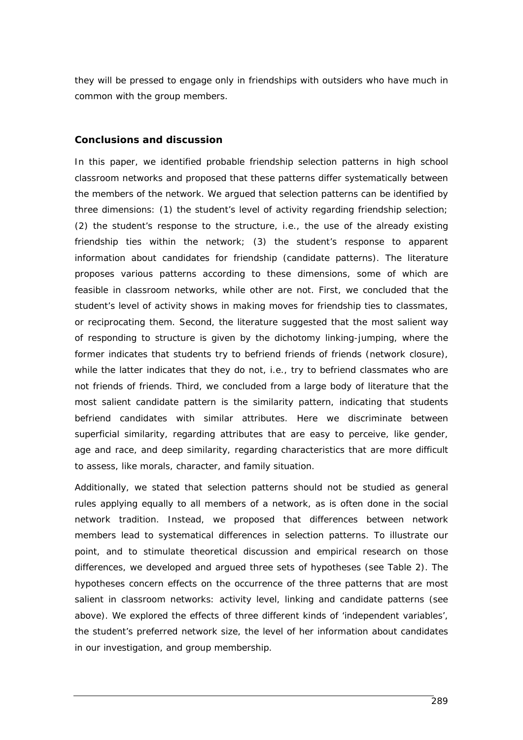they will be pressed to engage only in friendships with outsiders who have much in common with the group members.

## Conclusions and discussion

In this paper, we identified probable friendship selection patterns in high school classroom networks and proposed that these patterns differ systematically between the members of the network. We argued that selection patterns can be identified by three dimensions: (1) the student's level of activity regarding friendship selection; (2) the student's response to the structure, i.e., the use of the already existing friendship ties within the network; (3) the student's response to apparent information about candidates for friendship (candidate patterns). The literature proposes various patterns according to these dimensions, some of which are feasible in classroom networks, while other are not. First, we concluded that the student's level of activity shows in making moves for friendship ties to classmates, or reciprocating them. Second, the literature suggested that the most salient way of responding to structure is given by the dichotomy linking-jumping, where the former indicates that students try to befriend friends of friends (network closure), while the latter indicates that they do not, i.e., try to befriend classmates who are not friends of friends. Third, we concluded from a large body of literature that the most salient candidate pattern is the similarity pattern, indicating that students befriend candidates with similar attributes. Here we discriminate between superficial similarity, regarding attributes that are easy to perceive, like gender, age and race, and deep similarity, regarding characteristics that are more difficult to assess, like morals, character, and family situation.

Additionally, we stated that selection patterns should not be studied as general rules applying equally to all members of a network, as is often done in the social network tradition. Instead, we proposed that differences between network members lead to systematical differences in selection patterns. To illustrate our point, and to stimulate theoretical discussion and empirical research on those differences, we developed and argued three sets of hypotheses (see Table 2). The hypotheses concern effects on the occurrence of the three patterns that are most salient in classroom networks: activity level, linking and candidate patterns (see above). We explored the effects of three different kinds of 'independent variables', the student's preferred network size, the level of her information about candidates in our investigation, and group membership.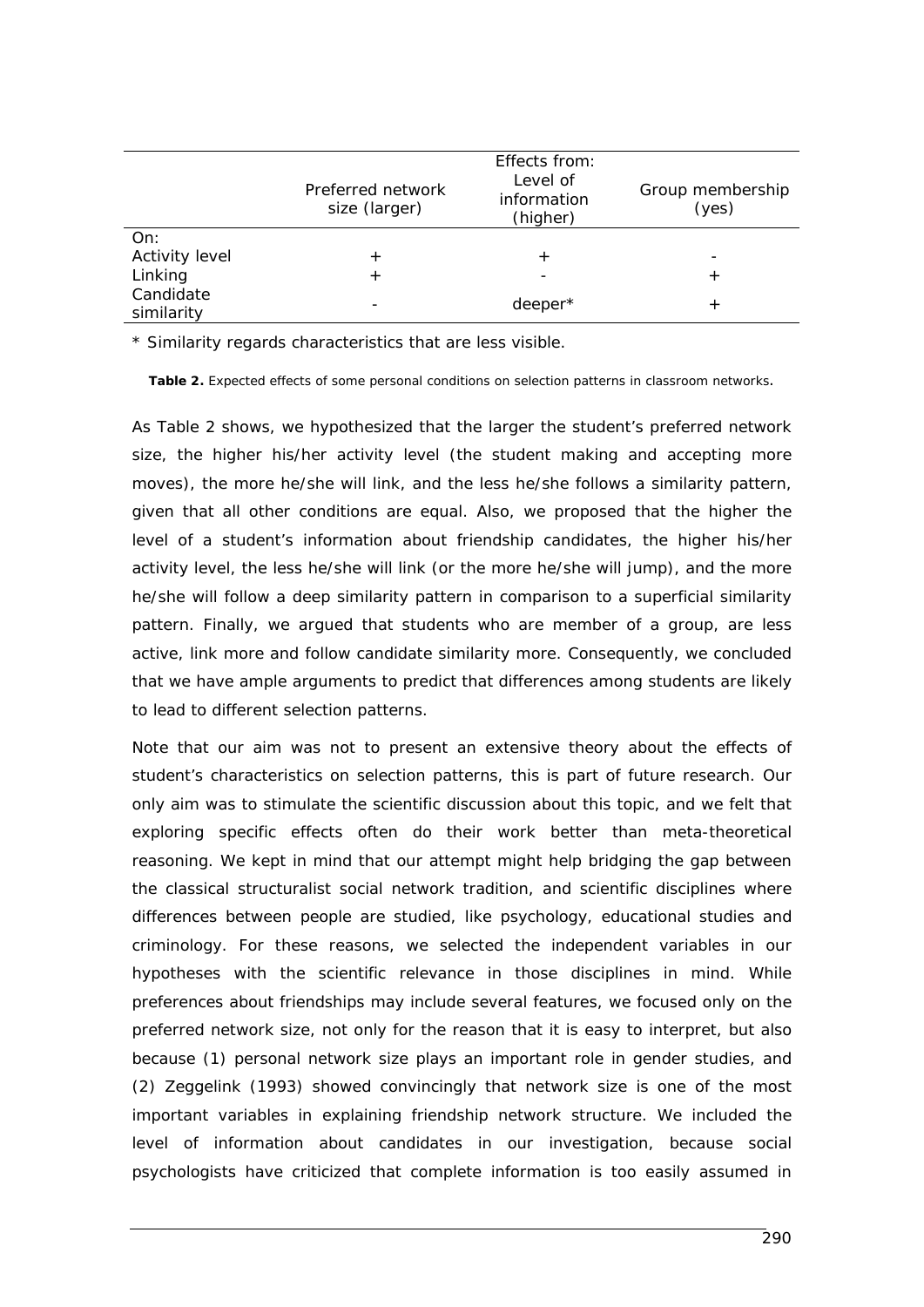| | Effects from: | | |
|---|---|---|---|
| | Preferred network size (larger) | Level of information (higher) | Group membership (yes) |
| On: | | | |
| Activity level | + | + | - |
| Linking | + | - | + |
| Candidate similarity | - | deeper* | + |

\* Similarity regards characteristics that are less visible.

**Table 2.** Expected effects of some personal conditions on selection patterns in classroom networks.

As Table 2 shows, we hypothesized that the larger the student's preferred network size, the higher his/her activity level (the student making and accepting more moves), the more he/she will link, and the less he/she follows a similarity pattern, given that all other conditions are equal. Also, we proposed that the higher the level of a student's information about friendship candidates, the higher his/her activity level, the less he/she will link (or the more he/she will jump), and the more he/she will follow a deep similarity pattern in comparison to a superficial similarity pattern. Finally, we argued that students who are member of a group, are less active, link more and follow candidate similarity more. Consequently, we concluded that we have ample arguments to predict that differences among students are likely to lead to different selection patterns.

Note that our aim was not to present an extensive theory about the effects of student's characteristics on selection patterns, this is part of future research. Our only aim was to stimulate the scientific discussion about this topic, and we felt that exploring specific effects often do their work better than meta-theoretical reasoning. We kept in mind that our attempt might help bridging the gap between the classical structuralist social network tradition, and scientific disciplines where differences between people are studied, like psychology, educational studies and criminology. For these reasons, we selected the independent variables in our hypotheses with the scientific relevance in those disciplines in mind. While preferences about friendships may include several features, we focused only on the preferred network size, not only for the reason that it is easy to interpret, but also because (1) personal network size plays an important role in gender studies, and (2) Zeggelink (1993) showed convincingly that network size is one of the most important variables in explaining friendship network structure. We included the level of information about candidates in our investigation, because social psychologists have criticized that complete information is too easily assumed in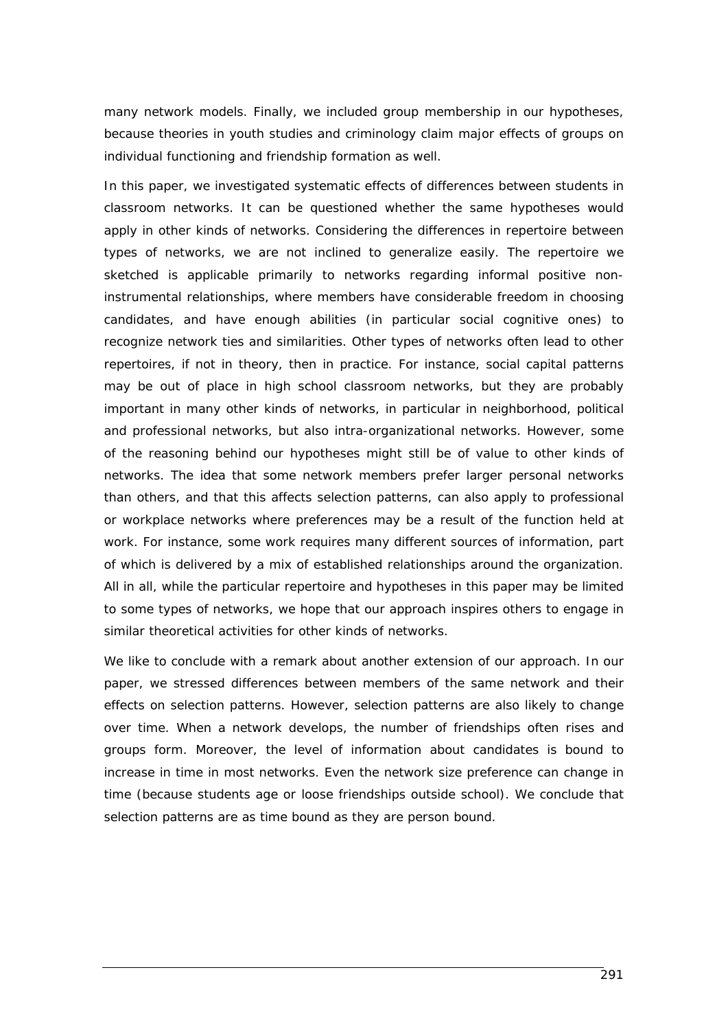many network models. Finally, we included group membership in our hypotheses, because theories in youth studies and criminology claim major effects of groups on individual functioning and friendship formation as well.

In this paper, we investigated systematic effects of differences between students in classroom networks. It can be questioned whether the same hypotheses would apply in other kinds of networks. Considering the differences in repertoire between types of networks, we are not inclined to generalize easily. The repertoire we sketched is applicable primarily to networks regarding informal positive non-instrumental relationships, where members have considerable freedom in choosing candidates, and have enough abilities (in particular social cognitive ones) to recognize network ties and similarities. Other types of networks often lead to other repertoires, if not in theory, then in practice. For instance, social capital patterns may be out of place in high school classroom networks, but they are probably important in many other kinds of networks, in particular in neighborhood, political and professional networks, but also intra-organizational networks. However, some of the reasoning behind our hypotheses might still be of value to other kinds of networks. The idea that some network members prefer larger personal networks than others, and that this affects selection patterns, can also apply to professional or workplace networks where preferences may be a result of the function held at work. For instance, some work requires many different sources of information, part of which is delivered by a mix of established relationships around the organization. All in all, while the particular repertoire and hypotheses in this paper may be limited to some types of networks, we hope that our approach inspires others to engage in similar theoretical activities for other kinds of networks.

We like to conclude with a remark about another extension of our approach. In our paper, we stressed differences between members of the same network and their effects on selection patterns. However, selection patterns are also likely to change over time. When a network develops, the number of friendships often rises and groups form. Moreover, the level of information about candidates is bound to increase in time in most networks. Even the network size preference can change in time (because students age or loose friendships outside school). We conclude that selection patterns are as time bound as they are person bound.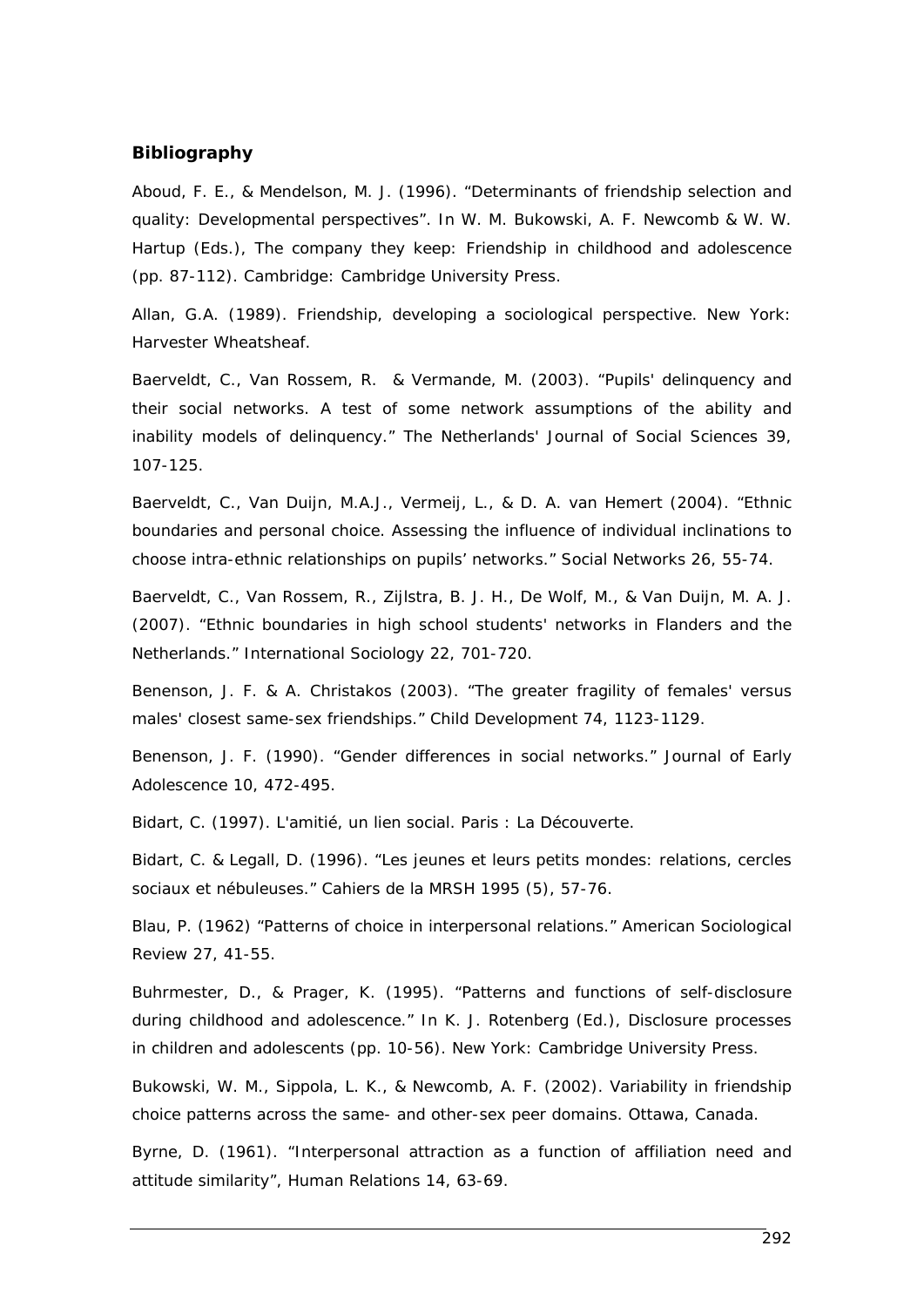## Bibliography

Aboud, F. E., & Mendelson, M. J. (1996). “Determinants of friendship selection and quality: Developmental perspectives”. In W. M. Bukowski, A. F. Newcomb & W. W. Hartup (Eds.), The company they keep: Friendship in childhood and adolescence (pp. 87-112). Cambridge: Cambridge University Press.

Allan, G.A. (1989). Friendship, developing a sociological perspective. New York: Harvester Wheatsheaf.

Baerveldt, C., Van Rossem, R. & Vermande, M. (2003). “Pupils' delinquency and their social networks. A test of some network assumptions of the ability and inability models of delinquency.” The Netherlands' Journal of Social Sciences 39, 107-125.

Baerveldt, C., Van Duijn, M.A.J., Vermeij, L., & D. A. van Hemert (2004). “Ethnic boundaries and personal choice. Assessing the influence of individual inclinations to choose intra-ethnic relationships on pupils’ networks.” Social Networks 26, 55-74.

Baerveldt, C., Van Rossem, R., Zijlstra, B. J. H., De Wolf, M., & Van Duijn, M. A. J. (2007). “Ethnic boundaries in high school students' networks in Flanders and the Netherlands.” International Sociology 22, 701-720.

Benenson, J. F. & A. Christakos (2003). “The greater fragility of females' versus males' closest same-sex friendships.” Child Development 74, 1123-1129.

Benenson, J. F. (1990). “Gender differences in social networks.” Journal of Early Adolescence 10, 472-495.

Bidart, C. (1997). L'amitié, un lien social. Paris : La Découverte.

Bidart, C. & Legall, D. (1996). “Les jeunes et leurs petits mondes: relations, cercles sociaux et nébuleuses.” Cahiers de la MRSH 1995 (5), 57-76.

Blau, P. (1962) “Patterns of choice in interpersonal relations.” American Sociological Review 27, 41-55.

Buhrmester, D., & Prager, K. (1995). “Patterns and functions of self-disclosure during childhood and adolescence.” In K. J. Rotenberg (Ed.), Disclosure processes in children and adolescents (pp. 10-56). New York: Cambridge University Press.

Bukowski, W. M., Sippola, L. K., & Newcomb, A. F. (2002). Variability in friendship choice patterns across the same- and other-sex peer domains. Ottawa, Canada.

Byrne, D. (1961). “Interpersonal attraction as a function of affiliation need and attitude similarity”, Human Relations 14, 63-69.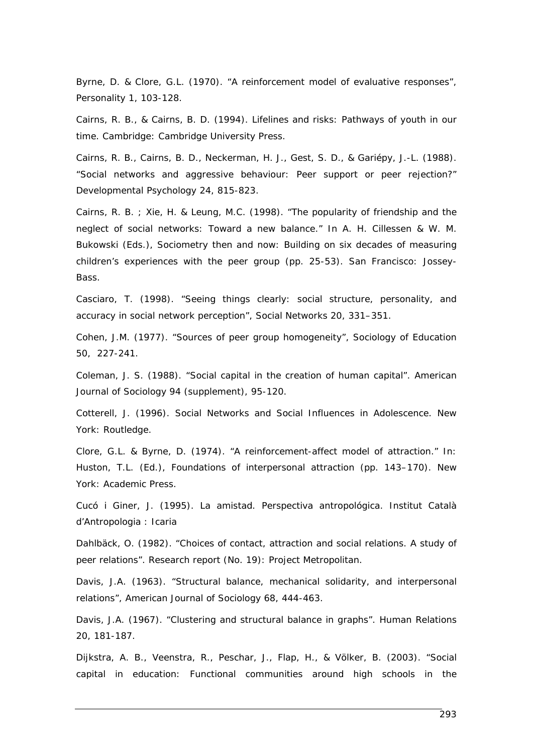Byrne, D. & Clore, G.L. (1970). "A reinforcement model of evaluative responses", Personality 1, 103-128.

Cairns, R. B., & Cairns, B. D. (1994). Lifelines and risks: Pathways of youth in our time. Cambridge: Cambridge University Press.

Cairns, R. B., Cairns, B. D., Neckerman, H. J., Gest, S. D., & Gariépy, J.-L. (1988). "Social networks and aggressive behaviour: Peer support or peer rejection?" Developmental Psychology 24, 815-823.

Cairns, R. B. ; Xie, H. & Leung, M.C. (1998). "The popularity of friendship and the neglect of social networks: Toward a new balance." In A. H. Cillessen & W. M. Bukowski (Eds.), Sociometry then and now: Building on six decades of measuring children's experiences with the peer group (pp. 25-53). San Francisco: Jossey-Bass.

Casciaro, T. (1998). "Seeing things clearly: social structure, personality, and accuracy in social network perception", Social Networks 20, 331–351.

Cohen, J.M. (1977). "Sources of peer group homogeneity", Sociology of Education 50, 227-241.

Coleman, J. S. (1988). "Social capital in the creation of human capital". American Journal of Sociology 94 (supplement), 95-120.

Cotterell, J. (1996). Social Networks and Social Influences in Adolescence. New York: Routledge.

Clore, G.L. & Byrne, D. (1974). "A reinforcement-affect model of attraction." In: Huston, T.L. (Ed.), Foundations of interpersonal attraction (pp. 143–170). New York: Academic Press.

Cucó i Giner, J. (1995). La amistad. Perspectiva antropológica. Institut Català d'Antropologia : Icaria

Dahlbäck, O. (1982). "Choices of contact, attraction and social relations. A study of peer relations". Research report (No. 19): Project Metropolitan.

Davis, J.A. (1963). "Structural balance, mechanical solidarity, and interpersonal relations", American Journal of Sociology 68, 444-463.

Davis, J.A. (1967). "Clustering and structural balance in graphs". Human Relations 20, 181-187.

Dijkstra, A. B., Veenstra, R., Peschar, J., Flap, H., & Völker, B. (2003). "Social capital in education: Functional communities around high schools in the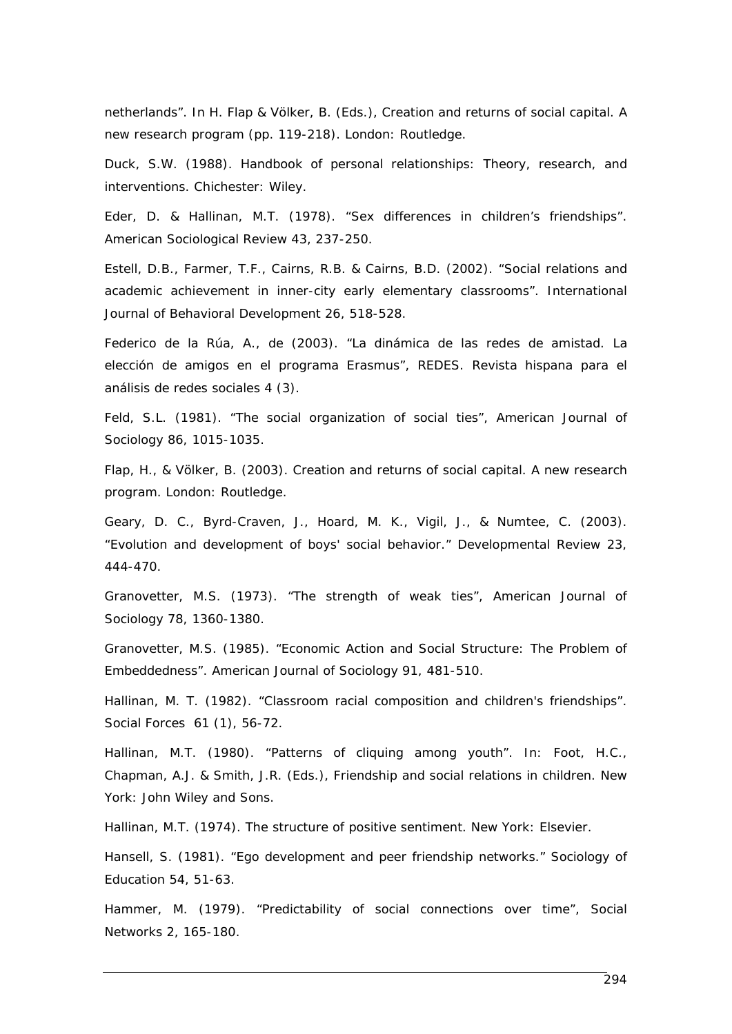netherlands". In H. Flap & Völker, B. (Eds.), Creation and returns of social capital. A new research program (pp. 119-218). London: Routledge.

Duck, S.W. (1988). Handbook of personal relationships: Theory, research, and interventions. Chichester: Wiley.

Eder, D. & Hallinan, M.T. (1978). "Sex differences in children's friendships". American Sociological Review 43, 237-250.

Estell, D.B., Farmer, T.F., Cairns, R.B. & Cairns, B.D. (2002). "Social relations and academic achievement in inner-city early elementary classrooms". International Journal of Behavioral Development 26, 518-528.

Federico de la Rúa, A., de (2003). "La dinámica de las redes de amistad. La elección de amigos en el programa Erasmus", REDES. Revista hispana para el análisis de redes sociales 4 (3).

Feld, S.L. (1981). "The social organization of social ties", American Journal of Sociology 86, 1015-1035.

Flap, H., & Völker, B. (2003). Creation and returns of social capital. A new research program. London: Routledge.

Geary, D. C., Byrd-Craven, J., Hoard, M. K., Vigil, J., & Numtee, C. (2003). "Evolution and development of boys' social behavior." Developmental Review 23, 444-470.

Granovetter, M.S. (1973). "The strength of weak ties", American Journal of Sociology 78, 1360-1380.

Granovetter, M.S. (1985). "Economic Action and Social Structure: The Problem of Embeddedness". American Journal of Sociology 91, 481-510.

Hallinan, M. T. (1982). "Classroom racial composition and children's friendships". Social Forces 61 (1), 56-72.

Hallinan, M.T. (1980). "Patterns of cliquing among youth". In: Foot, H.C., Chapman, A.J. & Smith, J.R. (Eds.), Friendship and social relations in children. New York: John Wiley and Sons.

Hallinan, M.T. (1974). The structure of positive sentiment. New York: Elsevier.

Hansell, S. (1981). "Ego development and peer friendship networks." Sociology of Education 54, 51-63.

Hammer, M. (1979). "Predictability of social connections over time", Social Networks 2, 165-180.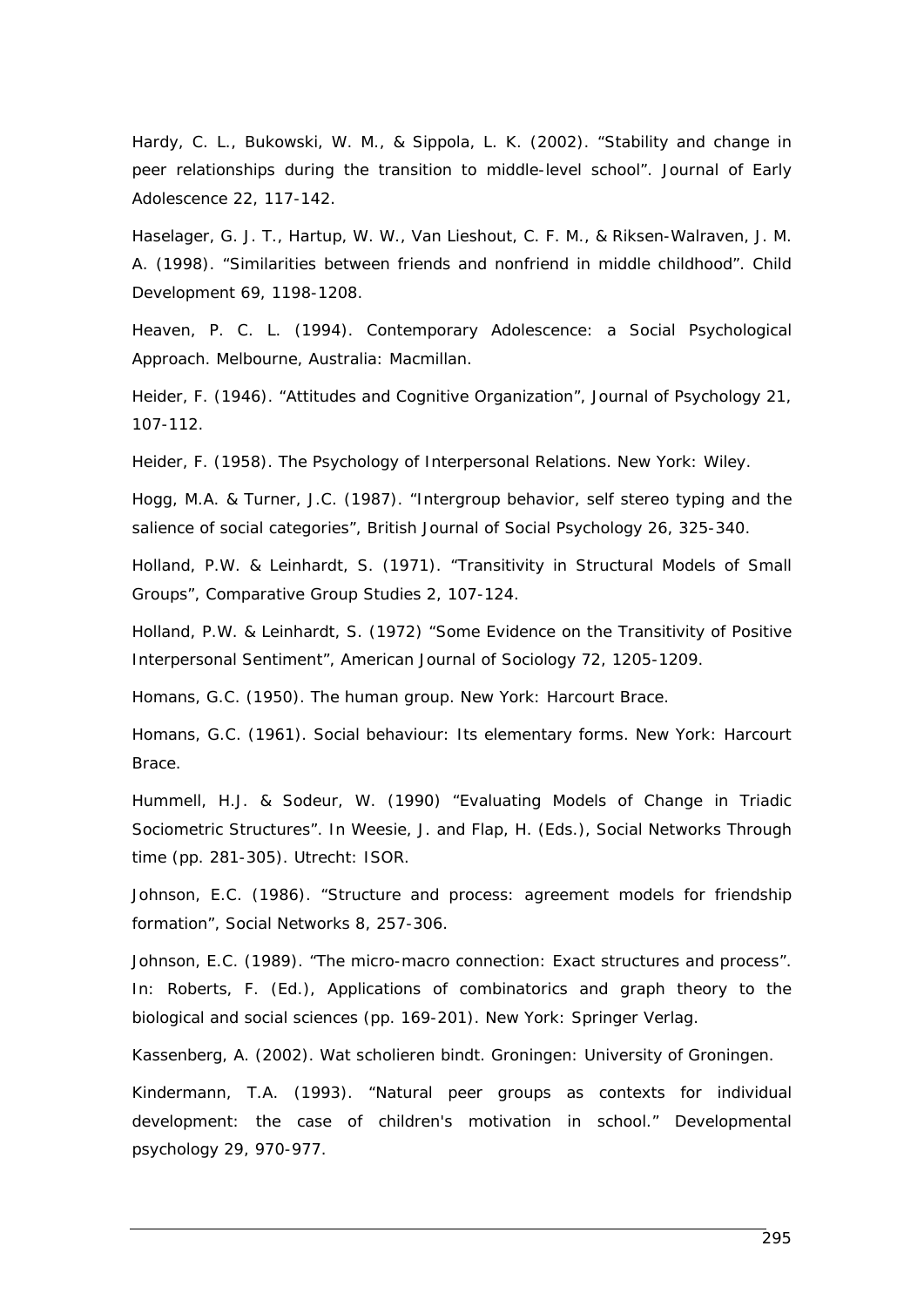Hardy, C. L., Bukowski, W. M., & Sippola, L. K. (2002). "Stability and change in peer relationships during the transition to middle-level school". Journal of Early Adolescence 22, 117-142.

Haselager, G. J. T., Hartup, W. W., Van Lieshout, C. F. M., & Riksen-Walraven, J. M. A. (1998). "Similarities between friends and nonfriend in middle childhood". Child Development 69, 1198-1208.

Heaven, P. C. L. (1994). Contemporary Adolescence: a Social Psychological Approach. Melbourne, Australia: Macmillan.

Heider, F. (1946). "Attitudes and Cognitive Organization", Journal of Psychology 21, 107-112.

Heider, F. (1958). The Psychology of Interpersonal Relations. New York: Wiley.

Hogg, M.A. & Turner, J.C. (1987). "Intergroup behavior, self stereo typing and the salience of social categories", British Journal of Social Psychology 26, 325-340.

Holland, P.W. & Leinhardt, S. (1971). "Transitivity in Structural Models of Small Groups", Comparative Group Studies 2, 107-124.

Holland, P.W. & Leinhardt, S. (1972) "Some Evidence on the Transitivity of Positive Interpersonal Sentiment", American Journal of Sociology 72, 1205-1209.

Homans, G.C. (1950). The human group. New York: Harcourt Brace.

Homans, G.C. (1961). Social behaviour: Its elementary forms. New York: Harcourt Brace.

Hummell, H.J. & Sodeur, W. (1990) "Evaluating Models of Change in Triadic Sociometric Structures". In Weesie, J. and Flap, H. (Eds.), Social Networks Through time (pp. 281-305). Utrecht: ISOR.

Johnson, E.C. (1986). "Structure and process: agreement models for friendship formation", Social Networks 8, 257-306.

Johnson, E.C. (1989). "The micro-macro connection: Exact structures and process". In: Roberts, F. (Ed.), Applications of combinatorics and graph theory to the biological and social sciences (pp. 169-201). New York: Springer Verlag.

Kassenberg, A. (2002). Wat scholieren bindt. Groningen: University of Groningen.

Kindermann, T.A. (1993). "Natural peer groups as contexts for individual development: the case of children's motivation in school." Developmental psychology 29, 970-977.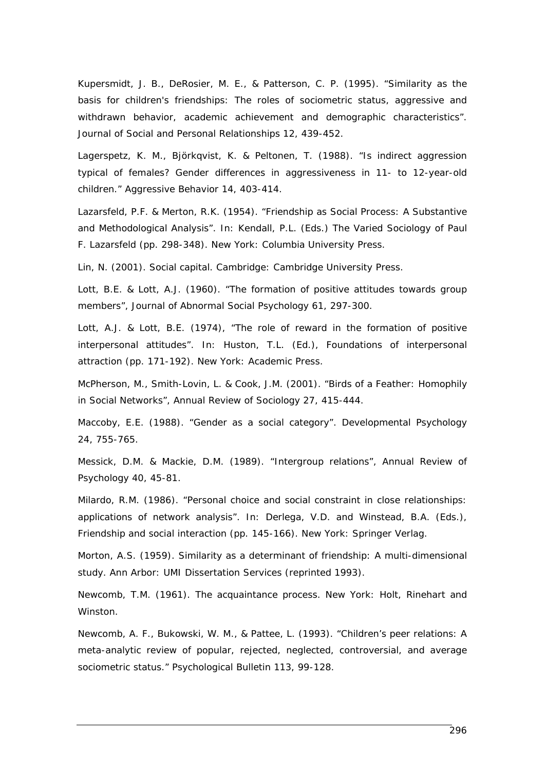Kupersmidt, J. B., DeRosier, M. E., & Patterson, C. P. (1995). "Similarity as the basis for children's friendships: The roles of sociometric status, aggressive and withdrawn behavior, academic achievement and demographic characteristics". Journal of Social and Personal Relationships 12, 439-452.

Lagerspetz, K. M., Björkqvist, K. & Peltonen, T. (1988). "Is indirect aggression typical of females? Gender differences in aggressiveness in 11- to 12-year-old children." Aggressive Behavior 14, 403-414.

Lazarsfeld, P.F. & Merton, R.K. (1954). "Friendship as Social Process: A Substantive and Methodological Analysis". In: Kendall, P.L. (Eds.) The Varied Sociology of Paul F. Lazarsfeld (pp. 298-348). New York: Columbia University Press.

Lin, N. (2001). Social capital. Cambridge: Cambridge University Press.

Lott, B.E. & Lott, A.J. (1960). "The formation of positive attitudes towards group members", Journal of Abnormal Social Psychology 61, 297-300.

Lott, A.J. & Lott, B.E. (1974), "The role of reward in the formation of positive interpersonal attitudes". In: Huston, T.L. (Ed.), Foundations of interpersonal attraction (pp. 171-192). New York: Academic Press.

McPherson, M., Smith-Lovin, L. & Cook, J.M. (2001). "Birds of a Feather: Homophily in Social Networks", Annual Review of Sociology 27, 415-444.

Maccoby, E.E. (1988). "Gender as a social category". Developmental Psychology 24, 755-765.

Messick, D.M. & Mackie, D.M. (1989). "Intergroup relations", Annual Review of Psychology 40, 45-81.

Milardo, R.M. (1986). "Personal choice and social constraint in close relationships: applications of network analysis". In: Derlega, V.D. and Winstead, B.A. (Eds.), Friendship and social interaction (pp. 145-166). New York: Springer Verlag.

Morton, A.S. (1959). Similarity as a determinant of friendship: A multi-dimensional study. Ann Arbor: UMI Dissertation Services (reprinted 1993).

Newcomb, T.M. (1961). The acquaintance process. New York: Holt, Rinehart and Winston.

Newcomb, A. F., Bukowski, W. M., & Pattee, L. (1993). "Children's peer relations: A meta-analytic review of popular, rejected, neglected, controversial, and average sociometric status." Psychological Bulletin 113, 99-128.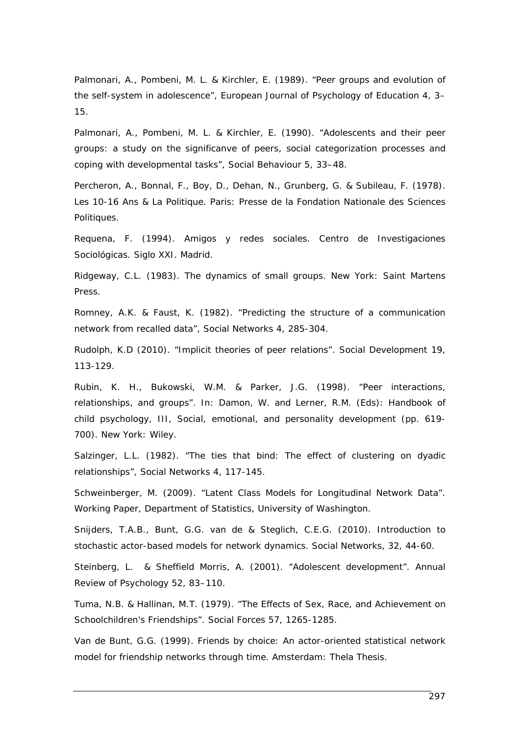Palmonari, A., Pombeni, M. L. & Kirchler, E. (1989). “Peer groups and evolution of the self-system in adolescence”, European Journal of Psychology of Education 4, 3–15.

Palmonari, A., Pombeni, M. L. & Kirchler, E. (1990). “Adolescents and their peer groups: a study on the significanve of peers, social categorization processes and coping with developmental tasks”, Social Behaviour 5, 33–48.

Percheron, A., Bonnal, F., Boy, D., Dehan, N., Grunberg, G. & Subileau, F. (1978). *Les 10-16 Ans & La Politique*. Paris: Presse de la Fondation Nationale des Sciences Politiques.

Requena, F. (1994). *Amigos y redes sociales*. Centro de Investigaciones Sociológicas. Siglo XXI. Madrid.

Ridgeway, C.L. (1983). *The dynamics of small groups*. New York: Saint Martens Press.

Romney, A.K. & Faust, K. (1982). “Predicting the structure of a communication network from recalled data”, Social Networks 4, 285-304.

Rudolph, K.D (2010). “Implicit theories of peer relations”. Social Development 19, 113-129.

Rubin, K. H., Bukowski, W.M. & Parker, J.G. (1998). “Peer interactions, relationships, and groups”. In: Damon, W. and Lerner, R.M. (Eds): *Handbook of child psychology, III, Social, emotional, and personality development* (pp. 619-700). New York: Wiley.

Salzinger, L.L. (1982). “The ties that bind: The effect of clustering on dyadic relationships”, Social Networks 4, 117-145.

Schweinberger, M. (2009). “Latent Class Models for Longitudinal Network Data”. Working Paper, Department of Statistics, University of Washington.

Snijders, T.A.B., Bunt, G.G. van de & Steglich, C.E.G. (2010). Introduction to stochastic actor-based models for network dynamics. Social Networks, 32, 44-60.

Steinberg, L. & Sheffield Morris, A. (2001). “Adolescent development”. Annual Review of Psychology 52, 83–110.

Tuma, N.B. & Hallinan, M.T. (1979). “The Effects of Sex, Race, and Achievement on Schoolchildren's Friendships”. Social Forces 57, 1265-1285.

Van de Bunt, G.G. (1999). *Friends by choice: An actor-oriented statistical network model for friendship networks through time*. Amsterdam: Thela Thesis.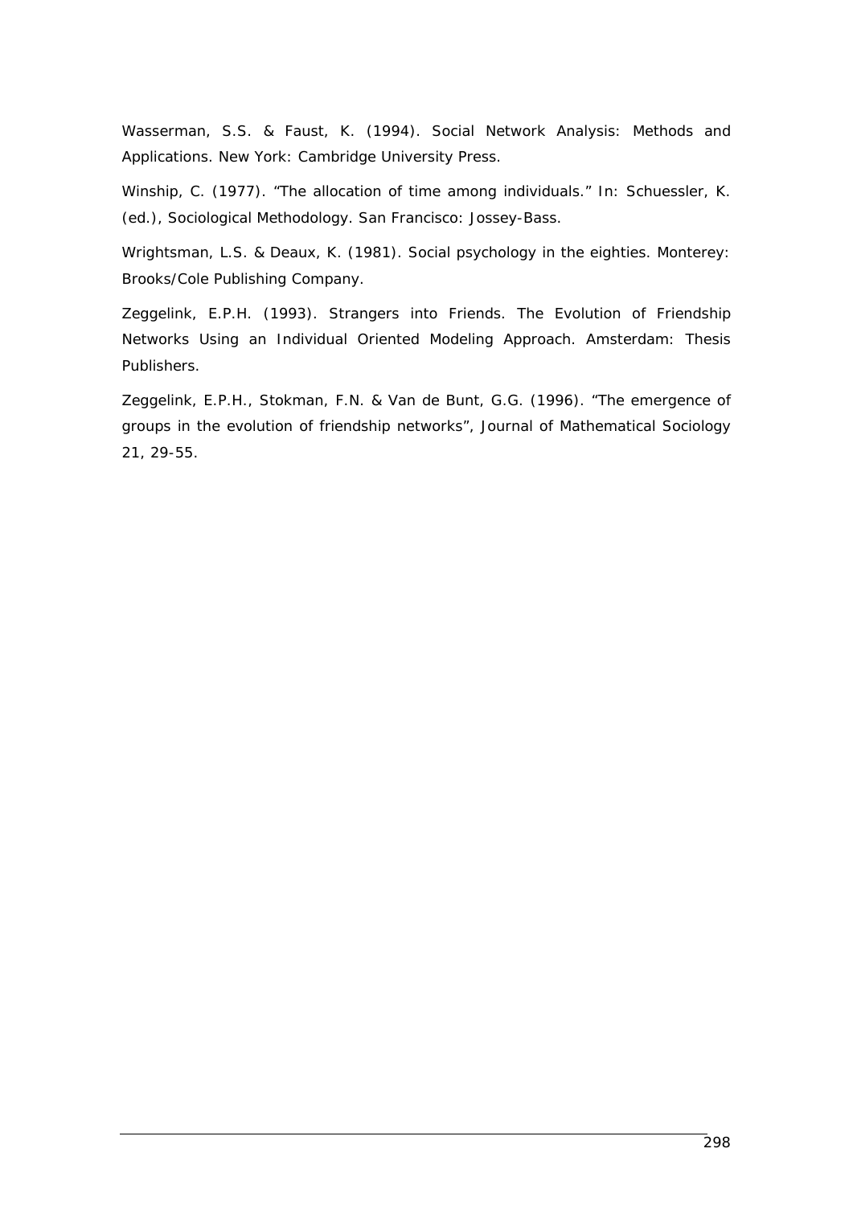Wasserman, S.S. & Faust, K. (1994). Social Network Analysis: Methods and Applications. New York: Cambridge University Press.

Winship, C. (1977). "The allocation of time among individuals." In: Schuessler, K. (ed.), Sociological Methodology. San Francisco: Jossey-Bass.

Wrightsman, L.S. & Deaux, K. (1981). Social psychology in the eighties. Monterey: Brooks/Cole Publishing Company.

Zeggelink, E.P.H. (1993). Strangers into Friends. The Evolution of Friendship Networks Using an Individual Oriented Modeling Approach. Amsterdam: Thesis Publishers.

Zeggelink, E.P.H., Stokman, F.N. & Van de Bunt, G.G. (1996). "The emergence of groups in the evolution of friendship networks", Journal of Mathematical Sociology 21, 29-55.